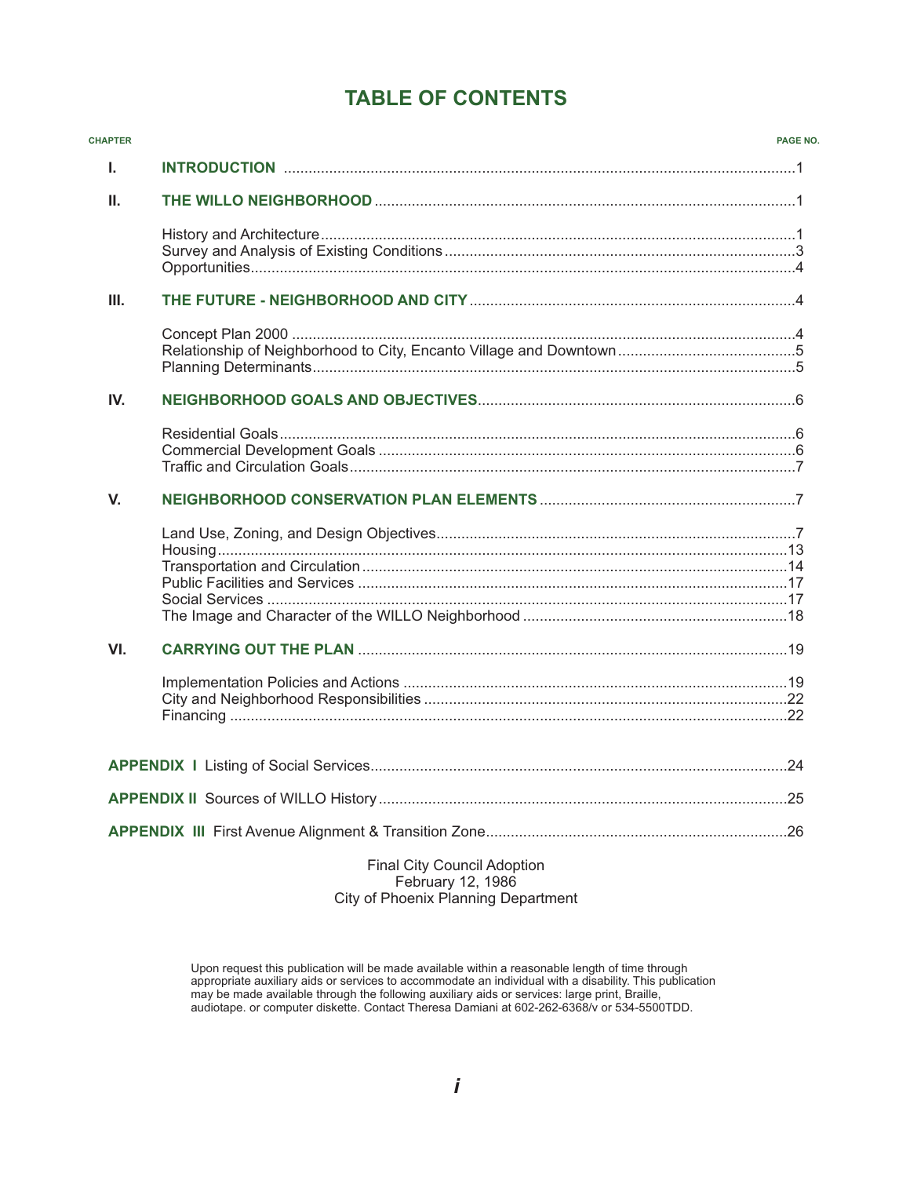# TABLE OF CONTENTS

| CHAPTER | | PAGE NO. |
|---|---|---|
| **I.** | **INTRODUCTION** | 1 |
| **II.** | **THE WILLO NEIGHBORHOOD** | 1 |
| | History and Architecture | 1 |
| | Survey and Analysis of Existing Conditions | 3 |
| | Opportunities | 4 |
| **III.** | **THE FUTURE - NEIGHBORHOOD AND CITY** | 4 |
| | Concept Plan 2000 | 4 |
| | Relationship of Neighborhood to City, Encanto Village and Downtown | 5 |
| | Planning Determinants | 5 |
| **IV.** | **NEIGHBORHOOD GOALS AND OBJECTIVES** | 6 |
| | Residential Goals | 6 |
| | Commercial Development Goals | 6 |
| | Traffic and Circulation Goals | 7 |
| **V.** | **NEIGHBORHOOD CONSERVATION PLAN ELEMENTS** | 7 |
| | Land Use, Zoning, and Design Objectives | 7 |
| | Housing | 13 |
| | Transportation and Circulation | 14 |
| | Public Facilities and Services | 17 |
| | Social Services | 17 |
| | The Image and Character of the WILLO Neighborhood | 18 |
| **VI.** | **CARRYING OUT THE PLAN** | 19 |
| | Implementation Policies and Actions | 19 |
| | City and Neighborhood Responsibilities | 22 |
| | Financing | 22 |
| | **APPENDIX I** Listing of Social Services | 24 |
| | **APPENDIX II** Sources of WILLO History | 25 |
| | **APPENDIX III** First Avenue Alignment & Transition Zone | 26 |

Final City Council Adoption
February 12, 1986
City of Phoenix Planning Department

Upon request this publication will be made available within a reasonable length of time through appropriate auxiliary aids or services to accommodate an individual with a disability. This publication may be made available through the following auxiliary aids or services: large print, Braille, audiotape. or computer diskette. Contact Theresa Damiani at 602-262-6368/v or 534-5500TDD.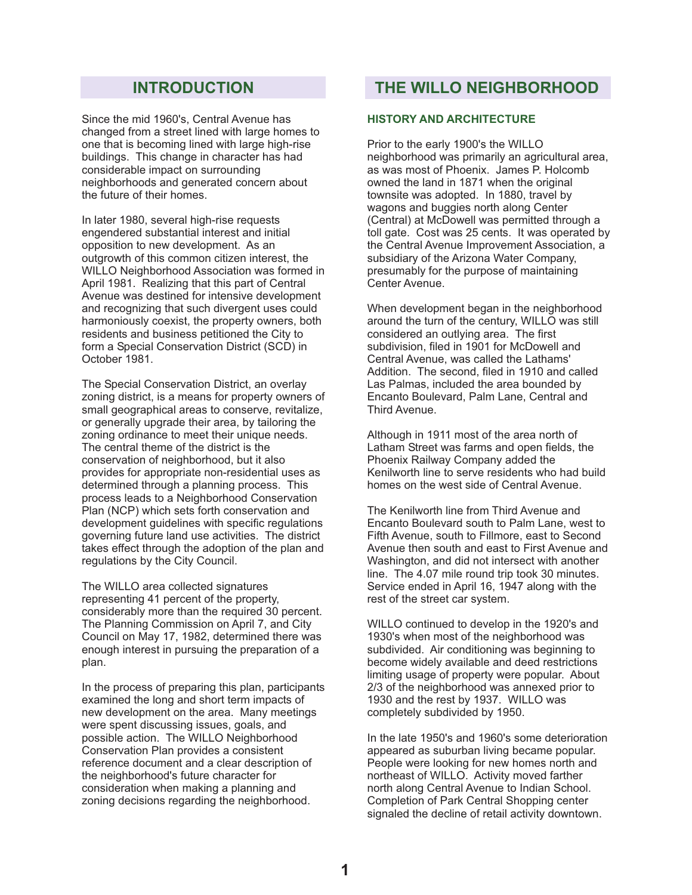## INTRODUCTION

Since the mid 1960's, Central Avenue has changed from a street lined with large homes to one that is becoming lined with large high-rise buildings. This change in character has had considerable impact on surrounding neighborhoods and generated concern about the future of their homes.

In later 1980, several high-rise requests engendered substantial interest and initial opposition to new development. As an outgrowth of this common citizen interest, the WILLO Neighborhood Association was formed in April 1981. Realizing that this part of Central Avenue was destined for intensive development and recognizing that such divergent uses could harmoniously coexist, the property owners, both residents and business petitioned the City to form a Special Conservation District (SCD) in October 1981.

The Special Conservation District, an overlay zoning district, is a means for property owners of small geographical areas to conserve, revitalize, or generally upgrade their area, by tailoring the zoning ordinance to meet their unique needs. The central theme of the district is the conservation of neighborhood, but it also provides for appropriate non-residential uses as determined through a planning process. This process leads to a Neighborhood Conservation Plan (NCP) which sets forth conservation and development guidelines with specific regulations governing future land use activities. The district takes effect through the adoption of the plan and regulations by the City Council.

The WILLO area collected signatures representing 41 percent of the property, considerably more than the required 30 percent. The Planning Commission on April 7, and City Council on May 17, 1982, determined there was enough interest in pursuing the preparation of a plan.

In the process of preparing this plan, participants examined the long and short term impacts of new development on the area. Many meetings were spent discussing issues, goals, and possible action. The WILLO Neighborhood Conservation Plan provides a consistent reference document and a clear description of the neighborhood's future character for consideration when making a planning and zoning decisions regarding the neighborhood.

## THE WILLO NEIGHBORHOOD

### HISTORY AND ARCHITECTURE

Prior to the early 1900's the WILLO neighborhood was primarily an agricultural area, as was most of Phoenix. James P. Holcomb owned the land in 1871 when the original townsite was adopted. In 1880, travel by wagons and buggies north along Center (Central) at McDowell was permitted through a toll gate. Cost was 25 cents. It was operated by the Central Avenue Improvement Association, a subsidiary of the Arizona Water Company, presumably for the purpose of maintaining Center Avenue.

When development began in the neighborhood around the turn of the century, WILLO was still considered an outlying area. The first subdivision, filed in 1901 for McDowell and Central Avenue, was called the Lathams' Addition. The second, filed in 1910 and called Las Palmas, included the area bounded by Encanto Boulevard, Palm Lane, Central and Third Avenue.

Although in 1911 most of the area north of Latham Street was farms and open fields, the Phoenix Railway Company added the Kenilworth line to serve residents who had build homes on the west side of Central Avenue.

The Kenilworth line from Third Avenue and Encanto Boulevard south to Palm Lane, west to Fifth Avenue, south to Fillmore, east to Second Avenue then south and east to First Avenue and Washington, and did not intersect with another line. The 4.07 mile round trip took 30 minutes. Service ended in April 16, 1947 along with the rest of the street car system.

WILLO continued to develop in the 1920's and 1930's when most of the neighborhood was subdivided. Air conditioning was beginning to become widely available and deed restrictions limiting usage of property were popular. About 2/3 of the neighborhood was annexed prior to 1930 and the rest by 1937. WILLO was completely subdivided by 1950.

In the late 1950's and 1960's some deterioration appeared as suburban living became popular. People were looking for new homes north and northeast of WILLO. Activity moved farther north along Central Avenue to Indian School. Completion of Park Central Shopping center signaled the decline of retail activity downtown.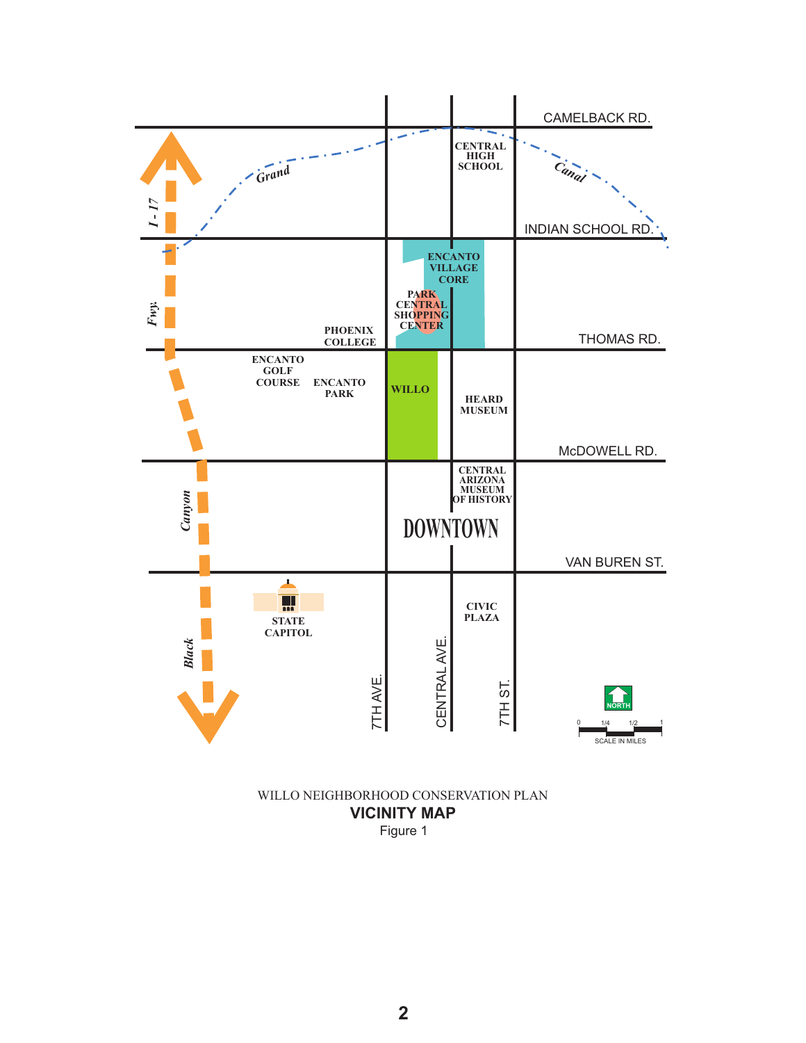WILLO NEIGHBORHOOD CONSERVATION PLAN

**VICINITY MAP**

Figure 1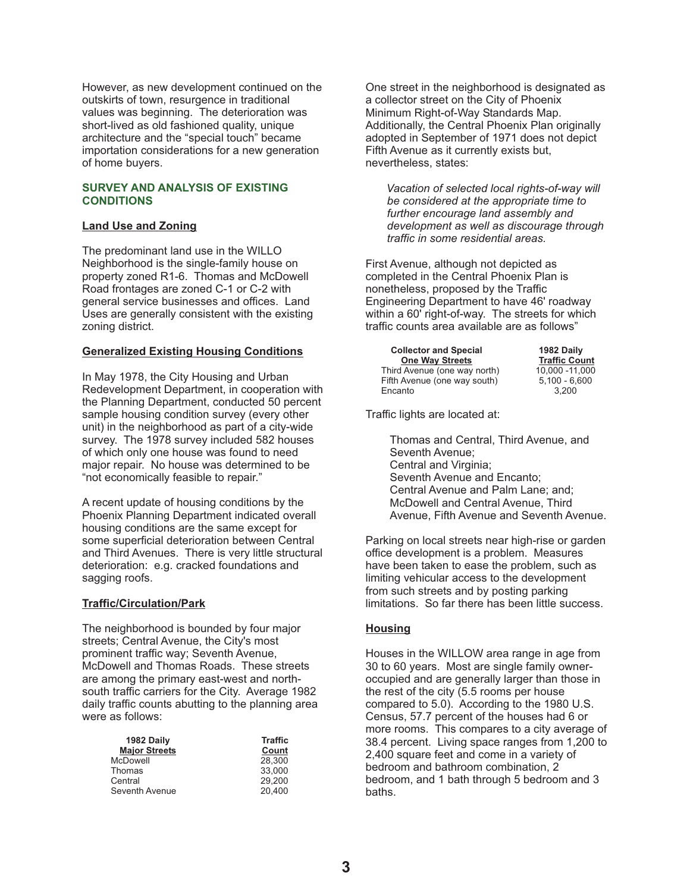However, as new development continued on the outskirts of town, resurgence in traditional values was beginning. The deterioration was short-lived as old fashioned quality, unique architecture and the "special touch" became importation considerations for a new generation of home buyers.

## SURVEY AND ANALYSIS OF EXISTING CONDITIONS

### Land Use and Zoning

The predominant land use in the WILLO Neighborhood is the single-family house on property zoned R1-6. Thomas and McDowell Road frontages are zoned C-1 or C-2 with general service businesses and offices. Land Uses are generally consistent with the existing zoning district.

### Generalized Existing Housing Conditions

In May 1978, the City Housing and Urban Redevelopment Department, in cooperation with the Planning Department, conducted 50 percent sample housing condition survey (every other unit) in the neighborhood as part of a city-wide survey. The 1978 survey included 582 houses of which only one house was found to need major repair. No house was determined to be "not economically feasible to repair."

A recent update of housing conditions by the Phoenix Planning Department indicated overall housing conditions are the same except for some superficial deterioration between Central and Third Avenues. There is very little structural deterioration: e.g. cracked foundations and sagging roofs.

### Traffic/Circulation/Park

The neighborhood is bounded by four major streets; Central Avenue, the City's most prominent traffic way; Seventh Avenue, McDowell and Thomas Roads. These streets are among the primary east-west and north-south traffic carriers for the City. Average 1982 daily traffic counts abutting to the planning area were as follows:

| 1982 Daily Major Streets | Traffic Count |
|---|---|
| McDowell | 28,300 |
| Thomas | 33,000 |
| Central | 29,200 |
| Seventh Avenue | 20,400 |

One street in the neighborhood is designated as a collector street on the City of Phoenix Minimum Right-of-Way Standards Map. Additionally, the Central Phoenix Plan originally adopted in September of 1971 does not depict Fifth Avenue as it currently exists but, nevertheless, states:

> *Vacation of selected local rights-of-way will be considered at the appropriate time to further encourage land assembly and development as well as discourage through traffic in some residential areas.*

First Avenue, although not depicted as completed in the Central Phoenix Plan is nonetheless, proposed by the Traffic Engineering Department to have 46' roadway within a 60' right-of-way. The streets for which traffic counts area available are as follows"

| Collector and Special One Way Streets | 1982 Daily Traffic Count |
|---|---|
| Third Avenue (one way north) | 10,000 -11,000 |
| Fifth Avenue (one way south) | 5,100 - 6,600 |
| Encanto | 3,200 |

Traffic lights are located at:

> Thomas and Central, Third Avenue, and Seventh Avenue;
> Central and Virginia;
> Seventh Avenue and Encanto;
> Central Avenue and Palm Lane; and;
> McDowell and Central Avenue, Third Avenue, Fifth Avenue and Seventh Avenue.

Parking on local streets near high-rise or garden office development is a problem. Measures have been taken to ease the problem, such as limiting vehicular access to the development from such streets and by posting parking limitations. So far there has been little success.

### Housing

Houses in the WILLOW area range in age from 30 to 60 years. Most are single family owner-occupied and are generally larger than those in the rest of the city (5.5 rooms per house compared to 5.0). According to the 1980 U.S. Census, 57.7 percent of the houses had 6 or more rooms. This compares to a city average of 38.4 percent. Living space ranges from 1,200 to 2,400 square feet and come in a variety of bedroom and bathroom combination, 2 bedroom, and 1 bath through 5 bedroom and 3 baths.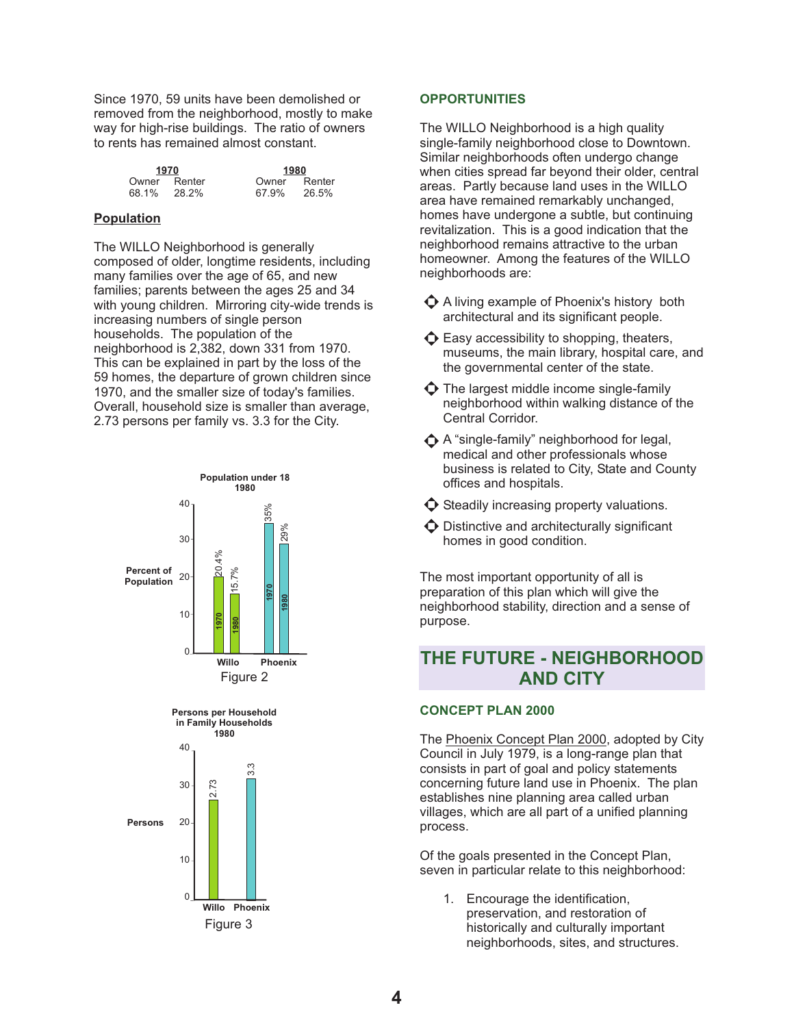Since 1970, 59 units have been demolished or removed from the neighborhood, mostly to make way for high-rise buildings. The ratio of owners to rents has remained almost constant.

| 1970 | | 1980 | |
|---|---|---|---|
| Owner | Renter | Owner | Renter |
| 68.1% | 28.2% | 67.9% | 26.5% |

**Population**

The WILLO Neighborhood is generally composed of older, longtime residents, including many families over the age of 65, and new families; parents between the ages 25 and 34 with young children. Mirroring city-wide trends is increasing numbers of single person households. The population of the neighborhood is 2,382, down 331 from 1970. This can be explained in part by the loss of the 59 homes, the departure of grown children since 1970, and the smaller size of today's families. Overall, household size is smaller than average, 2.73 persons per family vs. 3.3 for the City.

**Population under 18 1980**

| | 1970 | 1980 |
|---|---|---|
| Willo | 20.4% | 15.7% |
| Phoenix | 35% | 29% |

Figure 2

**Persons per Household in Family Households 1980**

| | Persons |
|---|---|
| Willo | 2.73 |
| Phoenix | 3.3 |

Figure 3

### OPPORTUNITIES

The WILLO Neighborhood is a high quality single-family neighborhood close to Downtown. Similar neighborhoods often undergo change when cities spread far beyond their older, central areas. Partly because land uses in the WILLO area have remained remarkably unchanged, homes have undergone a subtle, but continuing revitalization. This is a good indication that the neighborhood remains attractive to the urban homeowner. Among the features of the WILLO neighborhoods are:

- A living example of Phoenix's history both architectural and its significant people.
- Easy accessibility to shopping, theaters, museums, the main library, hospital care, and the governmental center of the state.
- The largest middle income single-family neighborhood within walking distance of the Central Corridor.
- A "single-family" neighborhood for legal, medical and other professionals whose business is related to City, State and County offices and hospitals.
- Steadily increasing property valuations.
- Distinctive and architecturally significant homes in good condition.

The most important opportunity of all is preparation of this plan which will give the neighborhood stability, direction and a sense of purpose.

## THE FUTURE - NEIGHBORHOOD AND CITY

### CONCEPT PLAN 2000

The Phoenix Concept Plan 2000, adopted by City Council in July 1979, is a long-range plan that consists in part of goal and policy statements concerning future land use in Phoenix. The plan establishes nine planning area called urban villages, which are all part of a unified planning process.

Of the goals presented in the Concept Plan, seven in particular relate to this neighborhood:

1. Encourage the identification, preservation, and restoration of historically and culturally important neighborhoods, sites, and structures.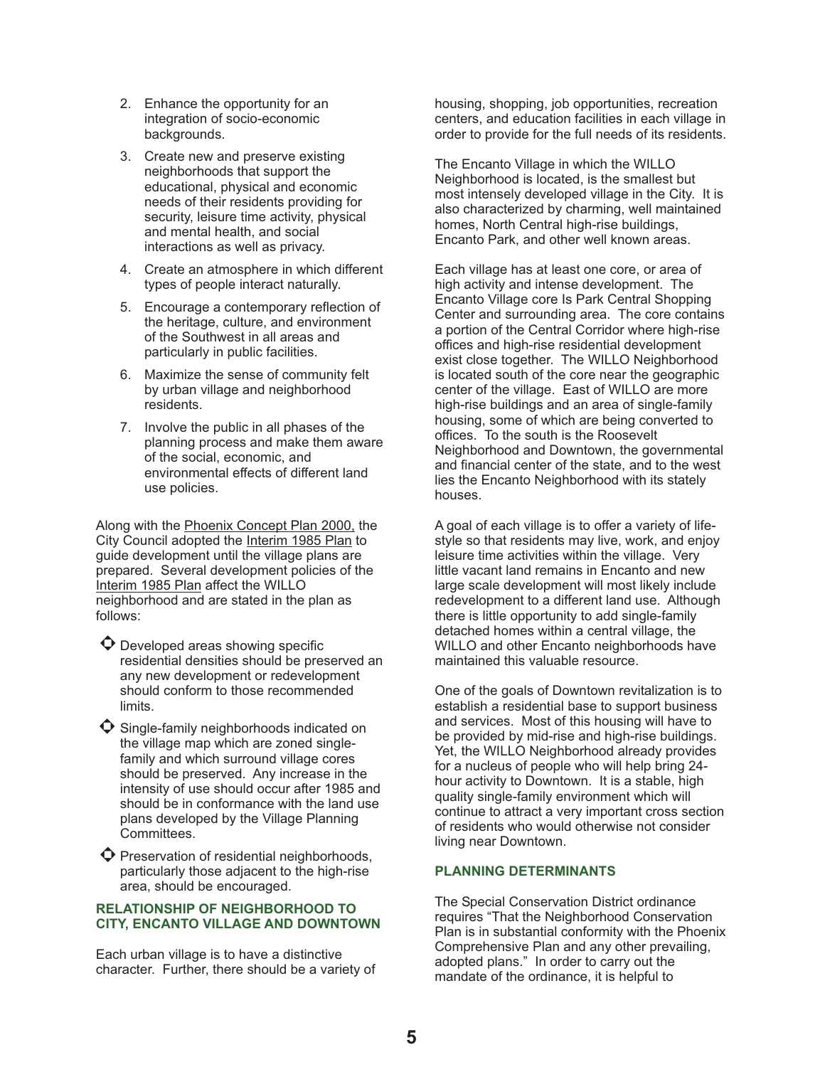2. Enhance the opportunity for an integration of socio-economic backgrounds.
3. Create new and preserve existing neighborhoods that support the educational, physical and economic needs of their residents providing for security, leisure time activity, physical and mental health, and social interactions as well as privacy.
4. Create an atmosphere in which different types of people interact naturally.
5. Encourage a contemporary reflection of the heritage, culture, and environment of the Southwest in all areas and particularly in public facilities.
6. Maximize the sense of community felt by urban village and neighborhood residents.
7. Involve the public in all phases of the planning process and make them aware of the social, economic, and environmental effects of different land use policies.

Along with the Phoenix Concept Plan 2000, the City Council adopted the Interim 1985 Plan to guide development until the village plans are prepared. Several development policies of the Interim 1985 Plan affect the WILLO neighborhood and are stated in the plan as follows:

- Developed areas showing specific residential densities should be preserved an any new development or redevelopment should conform to those recommended limits.
- Single-family neighborhoods indicated on the village map which are zoned single-family and which surround village cores should be preserved. Any increase in the intensity of use should occur after 1985 and should be in conformance with the land use plans developed by the Village Planning Committees.
- Preservation of residential neighborhoods, particularly those adjacent to the high-rise area, should be encouraged.

## RELATIONSHIP OF NEIGHBORHOOD TO CITY, ENCANTO VILLAGE AND DOWNTOWN

Each urban village is to have a distinctive character. Further, there should be a variety of housing, shopping, job opportunities, recreation centers, and education facilities in each village in order to provide for the full needs of its residents.

The Encanto Village in which the WILLO Neighborhood is located, is the smallest but most intensely developed village in the City. It is also characterized by charming, well maintained homes, North Central high-rise buildings, Encanto Park, and other well known areas.

Each village has at least one core, or area of high activity and intense development. The Encanto Village core Is Park Central Shopping Center and surrounding area. The core contains a portion of the Central Corridor where high-rise offices and high-rise residential development exist close together. The WILLO Neighborhood is located south of the core near the geographic center of the village. East of WILLO are more high-rise buildings and an area of single-family housing, some of which are being converted to offices. To the south is the Roosevelt Neighborhood and Downtown, the governmental and financial center of the state, and to the west lies the Encanto Neighborhood with its stately houses.

A goal of each village is to offer a variety of life-style so that residents may live, work, and enjoy leisure time activities within the village. Very little vacant land remains in Encanto and new large scale development will most likely include redevelopment to a different land use. Although there is little opportunity to add single-family detached homes within a central village, the WILLO and other Encanto neighborhoods have maintained this valuable resource.

One of the goals of Downtown revitalization is to establish a residential base to support business and services. Most of this housing will have to be provided by mid-rise and high-rise buildings. Yet, the WILLO Neighborhood already provides for a nucleus of people who will help bring 24-hour activity to Downtown. It is a stable, high quality single-family environment which will continue to attract a very important cross section of residents who would otherwise not consider living near Downtown.

## PLANNING DETERMINANTS

The Special Conservation District ordinance requires "That the Neighborhood Conservation Plan is in substantial conformity with the Phoenix Comprehensive Plan and any other prevailing, adopted plans." In order to carry out the mandate of the ordinance, it is helpful to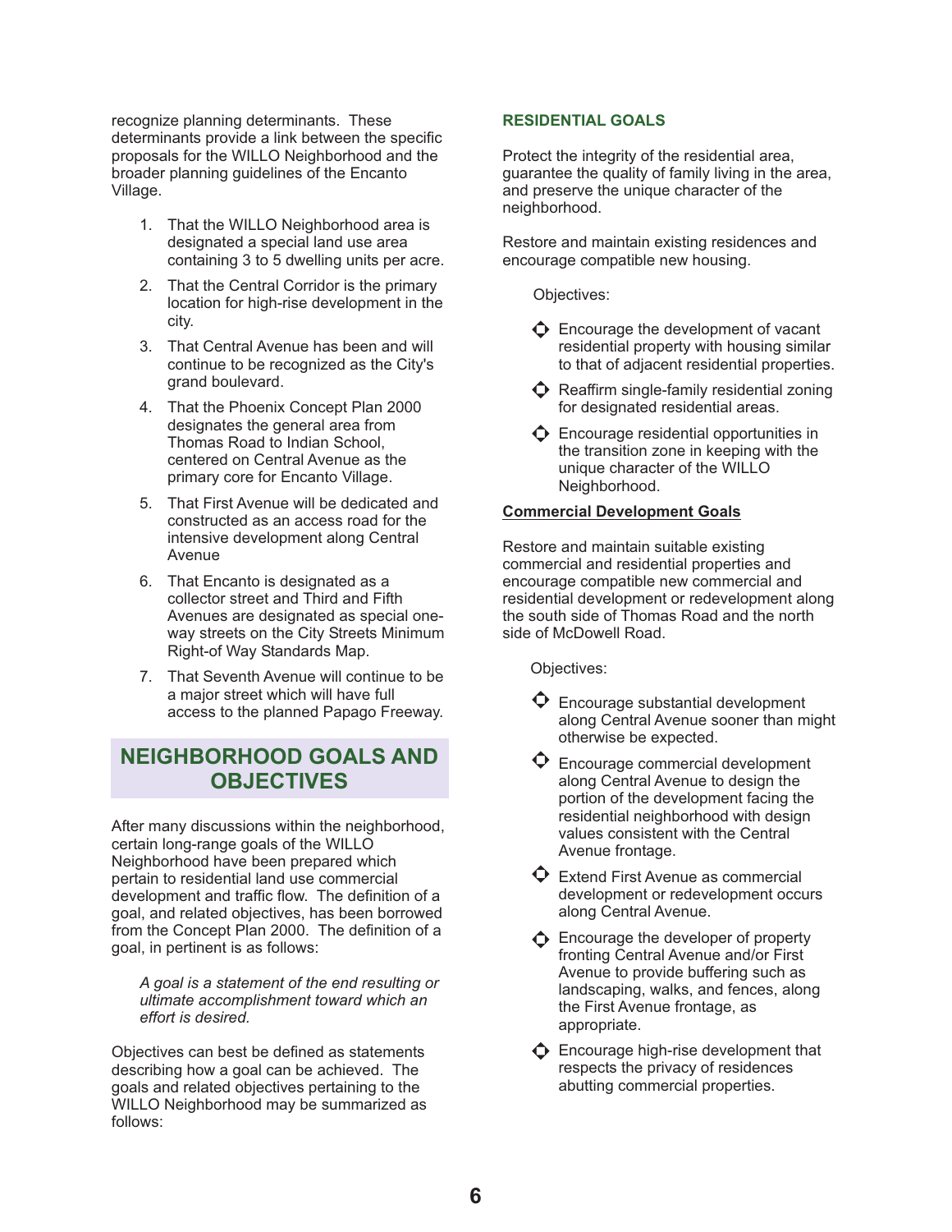recognize planning determinants. These determinants provide a link between the specific proposals for the WILLO Neighborhood and the broader planning guidelines of the Encanto Village.

1. That the WILLO Neighborhood area is designated a special land use area containing 3 to 5 dwelling units per acre.
2. That the Central Corridor is the primary location for high-rise development in the city.
3. That Central Avenue has been and will continue to be recognized as the City's grand boulevard.
4. That the Phoenix Concept Plan 2000 designates the general area from Thomas Road to Indian School, centered on Central Avenue as the primary core for Encanto Village.
5. That First Avenue will be dedicated and constructed as an access road for the intensive development along Central Avenue
6. That Encanto is designated as a collector street and Third and Fifth Avenues are designated as special one-way streets on the City Streets Minimum Right-of Way Standards Map.
7. That Seventh Avenue will continue to be a major street which will have full access to the planned Papago Freeway.

## NEIGHBORHOOD GOALS AND OBJECTIVES

After many discussions within the neighborhood, certain long-range goals of the WILLO Neighborhood have been prepared which pertain to residential land use commercial development and traffic flow. The definition of a goal, and related objectives, has been borrowed from the Concept Plan 2000. The definition of a goal, in pertinent is as follows:

*A goal is a statement of the end resulting or ultimate accomplishment toward which an effort is desired.*

Objectives can best be defined as statements describing how a goal can be achieved. The goals and related objectives pertaining to the WILLO Neighborhood may be summarized as follows:

### RESIDENTIAL GOALS

Protect the integrity of the residential area, guarantee the quality of family living in the area, and preserve the unique character of the neighborhood.

Restore and maintain existing residences and encourage compatible new housing.

Objectives:

- Encourage the development of vacant residential property with housing similar to that of adjacent residential properties.
- Reaffirm single-family residential zoning for designated residential areas.
- Encourage residential opportunities in the transition zone in keeping with the unique character of the WILLO Neighborhood.

### Commercial Development Goals

Restore and maintain suitable existing commercial and residential properties and encourage compatible new commercial and residential development or redevelopment along the south side of Thomas Road and the north side of McDowell Road.

Objectives:

- Encourage substantial development along Central Avenue sooner than might otherwise be expected.
- Encourage commercial development along Central Avenue to design the portion of the development facing the residential neighborhood with design values consistent with the Central Avenue frontage.
- Extend First Avenue as commercial development or redevelopment occurs along Central Avenue.
- Encourage the developer of property fronting Central Avenue and/or First Avenue to provide buffering such as landscaping, walks, and fences, along the First Avenue frontage, as appropriate.
- Encourage high-rise development that respects the privacy of residences abutting commercial properties.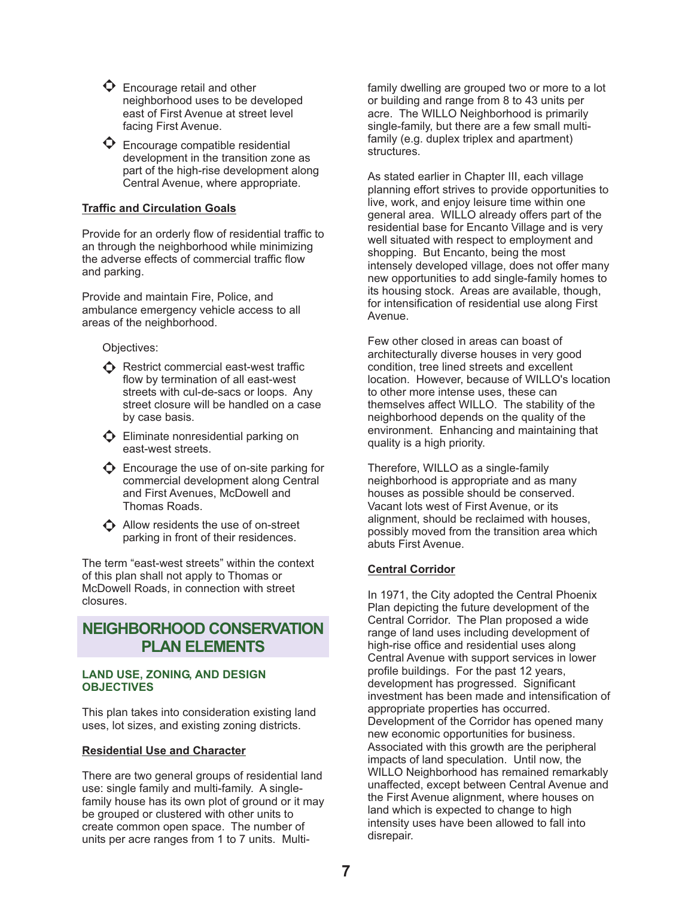- Encourage retail and other neighborhood uses to be developed east of First Avenue at street level facing First Avenue.
- Encourage compatible residential development in the transition zone as part of the high-rise development along Central Avenue, where appropriate.

**Traffic and Circulation Goals**

Provide for an orderly flow of residential traffic to an through the neighborhood while minimizing the adverse effects of commercial traffic flow and parking.

Provide and maintain Fire, Police, and ambulance emergency vehicle access to all areas of the neighborhood.

Objectives:

- Restrict commercial east-west traffic flow by termination of all east-west streets with cul-de-sacs or loops. Any street closure will be handled on a case by case basis.
- Eliminate nonresidential parking on east-west streets.
- Encourage the use of on-site parking for commercial development along Central and First Avenues, McDowell and Thomas Roads.
- Allow residents the use of on-street parking in front of their residences.

The term "east-west streets" within the context of this plan shall not apply to Thomas or McDowell Roads, in connection with street closures.

## NEIGHBORHOOD CONSERVATION PLAN ELEMENTS

### LAND USE, ZONING, AND DESIGN OBJECTIVES

This plan takes into consideration existing land uses, lot sizes, and existing zoning districts.

**Residential Use and Character**

There are two general groups of residential land use: single family and multi-family. A single-family house has its own plot of ground or it may be grouped or clustered with other units to create common open space. The number of units per acre ranges from 1 to 7 units. Multi-family dwelling are grouped two or more to a lot or building and range from 8 to 43 units per acre. The WILLO Neighborhood is primarily single-family, but there are a few small multi-family (e.g. duplex triplex and apartment) structures.

As stated earlier in Chapter III, each village planning effort strives to provide opportunities to live, work, and enjoy leisure time within one general area. WILLO already offers part of the residential base for Encanto Village and is very well situated with respect to employment and shopping. But Encanto, being the most intensely developed village, does not offer many new opportunities to add single-family homes to its housing stock. Areas are available, though, for intensification of residential use along First Avenue.

Few other closed in areas can boast of architecturally diverse houses in very good condition, tree lined streets and excellent location. However, because of WILLO's location to other more intense uses, these can themselves affect WILLO. The stability of the neighborhood depends on the quality of the environment. Enhancing and maintaining that quality is a high priority.

Therefore, WILLO as a single-family neighborhood is appropriate and as many houses as possible should be conserved. Vacant lots west of First Avenue, or its alignment, should be reclaimed with houses, possibly moved from the transition area which abuts First Avenue.

**Central Corridor**

In 1971, the City adopted the Central Phoenix Plan depicting the future development of the Central Corridor. The Plan proposed a wide range of land uses including development of high-rise office and residential uses along Central Avenue with support services in lower profile buildings. For the past 12 years, development has progressed. Significant investment has been made and intensification of appropriate properties has occurred. Development of the Corridor has opened many new economic opportunities for business. Associated with this growth are the peripheral impacts of land speculation. Until now, the WILLO Neighborhood has remained remarkably unaffected, except between Central Avenue and the First Avenue alignment, where houses on land which is expected to change to high intensity uses have been allowed to fall into disrepair.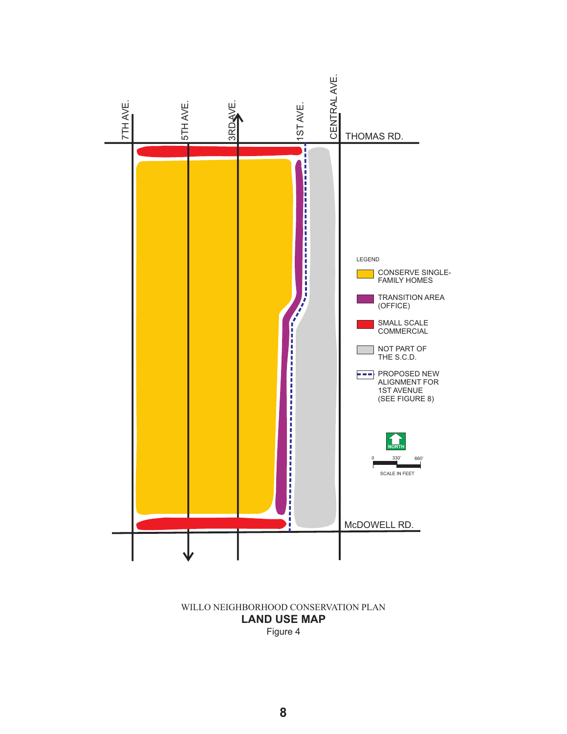7TH AVE.

5TH AVE.

3RD AVE.

1ST AVE.

CENTRAL AVE.

THOMAS RD.

McDOWELL RD.

LEGEND

- CONSERVE SINGLE-FAMILY HOMES
- TRANSITION AREA (OFFICE)
- SMALL SCALE COMMERCIAL
- NOT PART OF THE S.C.D.
- PROPOSED NEW ALIGNMENT FOR 1ST AVENUE (SEE FIGURE 8)

NORTH

0 330' 660'

SCALE IN FEET

WILLO NEIGHBORHOOD CONSERVATION PLAN

**LAND USE MAP**

Figure 4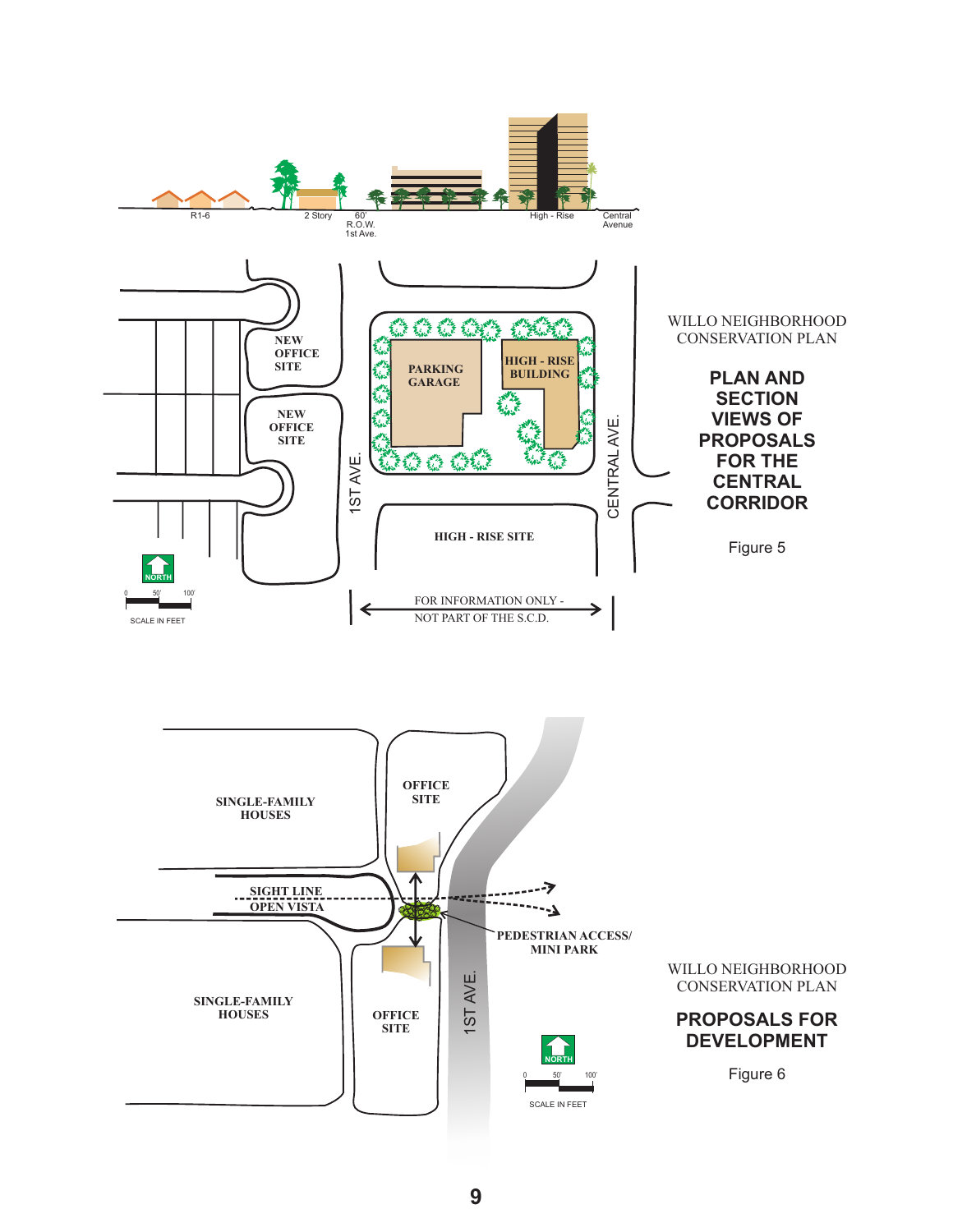R1-6

2 Story

60' R.O.W. 1st Ave.

High - Rise

Central Avenue

NEW OFFICE SITE

NEW OFFICE SITE

PARKING GARAGE

HIGH - RISE BUILDING

1ST AVE.

CENTRAL AVE.

HIGH - RISE SITE

FOR INFORMATION ONLY - NOT PART OF THE S.C.D.

NORTH

0 50' 100'

SCALE IN FEET

WILLO NEIGHBORHOOD CONSERVATION PLAN

**PLAN AND SECTION VIEWS OF PROPOSALS FOR THE CENTRAL CORRIDOR**

Figure 5

SINGLE-FAMILY HOUSES

OFFICE SITE

SIGHT LINE OPEN VISTA

PEDESTRIAN ACCESS/ MINI PARK

SINGLE-FAMILY HOUSES

OFFICE SITE

1ST AVE.

NORTH

0 50' 100'

SCALE IN FEET

WILLO NEIGHBORHOOD CONSERVATION PLAN

**PROPOSALS FOR DEVELOPMENT**

Figure 6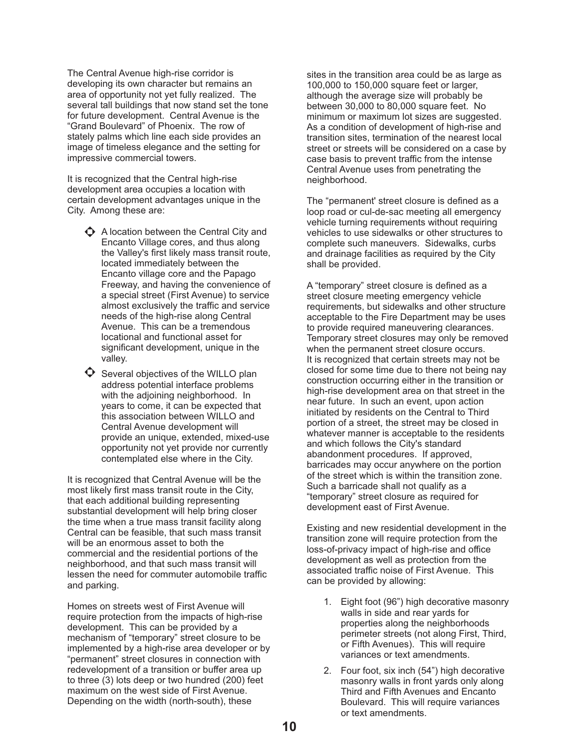The Central Avenue high-rise corridor is developing its own character but remains an area of opportunity not yet fully realized. The several tall buildings that now stand set the tone for future development. Central Avenue is the "Grand Boulevard" of Phoenix. The row of stately palms which line each side provides an image of timeless elegance and the setting for impressive commercial towers.

It is recognized that the Central high-rise development area occupies a location with certain development advantages unique in the City. Among these are:

- A location between the Central City and Encanto Village cores, and thus along the Valley's first likely mass transit route, located immediately between the Encanto village core and the Papago Freeway, and having the convenience of a special street (First Avenue) to service almost exclusively the traffic and service needs of the high-rise along Central Avenue. This can be a tremendous locational and functional asset for significant development, unique in the valley.
- Several objectives of the WILLO plan address potential interface problems with the adjoining neighborhood. In years to come, it can be expected that this association between WILLO and Central Avenue development will provide an unique, extended, mixed-use opportunity not yet provide nor currently contemplated else where in the City.

It is recognized that Central Avenue will be the most likely first mass transit route in the City, that each additional building representing substantial development will help bring closer the time when a true mass transit facility along Central can be feasible, that such mass transit will be an enormous asset to both the commercial and the residential portions of the neighborhood, and that such mass transit will lessen the need for commuter automobile traffic and parking.

Homes on streets west of First Avenue will require protection from the impacts of high-rise development. This can be provided by a mechanism of "temporary" street closure to be implemented by a high-rise area developer or by "permanent" street closures in connection with redevelopment of a transition or buffer area up to three (3) lots deep or two hundred (200) feet maximum on the west side of First Avenue. Depending on the width (north-south), these sites in the transition area could be as large as 100,000 to 150,000 square feet or larger, although the average size will probably be between 30,000 to 80,000 square feet. No minimum or maximum lot sizes are suggested. As a condition of development of high-rise and transition sites, termination of the nearest local street or streets will be considered on a case by case basis to prevent traffic from the intense Central Avenue uses from penetrating the neighborhood.

The "permanent' street closure is defined as a loop road or cul-de-sac meeting all emergency vehicle turning requirements without requiring vehicles to use sidewalks or other structures to complete such maneuvers. Sidewalks, curbs and drainage facilities as required by the City shall be provided.

A "temporary" street closure is defined as a street closure meeting emergency vehicle requirements, but sidewalks and other structure acceptable to the Fire Department may be uses to provide required maneuvering clearances. Temporary street closures may only be removed when the permanent street closure occurs.
It is recognized that certain streets may not be closed for some time due to there not being nay construction occurring either in the transition or high-rise development area on that street in the near future. In such an event, upon action initiated by residents on the Central to Third portion of a street, the street may be closed in whatever manner is acceptable to the residents and which follows the City's standard abandonment procedures. If approved, barricades may occur anywhere on the portion of the street which is within the transition zone. Such a barricade shall not qualify as a "temporary" street closure as required for development east of First Avenue.

Existing and new residential development in the transition zone will require protection from the loss-of-privacy impact of high-rise and office development as well as protection from the associated traffic noise of First Avenue. This can be provided by allowing:

1. Eight foot (96") high decorative masonry walls in side and rear yards for properties along the neighborhoods perimeter streets (not along First, Third, or Fifth Avenues). This will require variances or text amendments.
2. Four foot, six inch (54") high decorative masonry walls in front yards only along Third and Fifth Avenues and Encanto Boulevard. This will require variances or text amendments.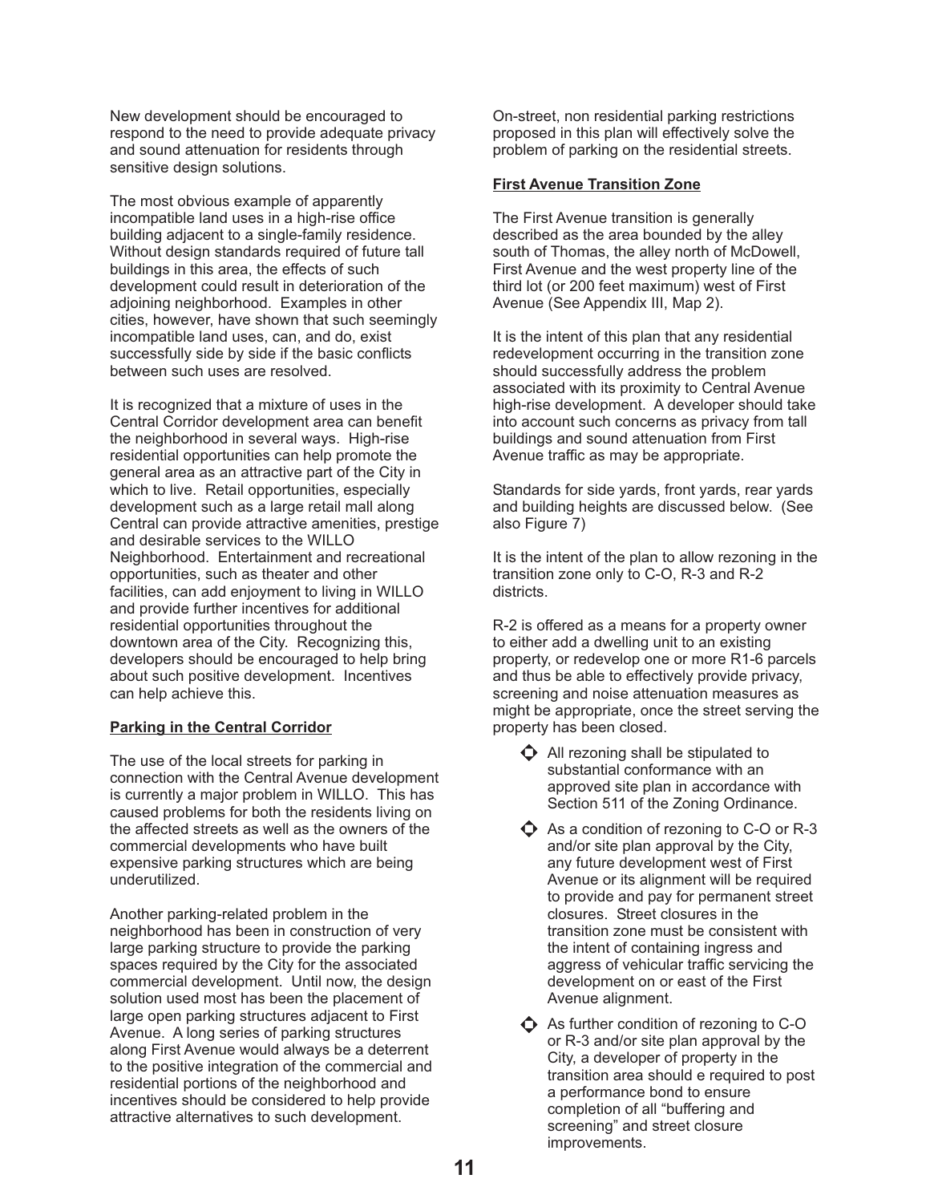New development should be encouraged to respond to the need to provide adequate privacy and sound attenuation for residents through sensitive design solutions.

The most obvious example of apparently incompatible land uses in a high-rise office building adjacent to a single-family residence. Without design standards required of future tall buildings in this area, the effects of such development could result in deterioration of the adjoining neighborhood. Examples in other cities, however, have shown that such seemingly incompatible land uses, can, and do, exist successfully side by side if the basic conflicts between such uses are resolved.

It is recognized that a mixture of uses in the Central Corridor development area can benefit the neighborhood in several ways. High-rise residential opportunities can help promote the general area as an attractive part of the City in which to live. Retail opportunities, especially development such as a large retail mall along Central can provide attractive amenities, prestige and desirable services to the WILLO Neighborhood. Entertainment and recreational opportunities, such as theater and other facilities, can add enjoyment to living in WILLO and provide further incentives for additional residential opportunities throughout the downtown area of the City. Recognizing this, developers should be encouraged to help bring about such positive development. Incentives can help achieve this.

**Parking in the Central Corridor**

The use of the local streets for parking in connection with the Central Avenue development is currently a major problem in WILLO. This has caused problems for both the residents living on the affected streets as well as the owners of the commercial developments who have built expensive parking structures which are being underutilized.

Another parking-related problem in the neighborhood has been in construction of very large parking structure to provide the parking spaces required by the City for the associated commercial development. Until now, the design solution used most has been the placement of large open parking structures adjacent to First Avenue. A long series of parking structures along First Avenue would always be a deterrent to the positive integration of the commercial and residential portions of the neighborhood and incentives should be considered to help provide attractive alternatives to such development.

On-street, non residential parking restrictions proposed in this plan will effectively solve the problem of parking on the residential streets.

**First Avenue Transition Zone**

The First Avenue transition is generally described as the area bounded by the alley south of Thomas, the alley north of McDowell, First Avenue and the west property line of the third lot (or 200 feet maximum) west of First Avenue (See Appendix III, Map 2).

It is the intent of this plan that any residential redevelopment occurring in the transition zone should successfully address the problem associated with its proximity to Central Avenue high-rise development. A developer should take into account such concerns as privacy from tall buildings and sound attenuation from First Avenue traffic as may be appropriate.

Standards for side yards, front yards, rear yards and building heights are discussed below. (See also Figure 7)

It is the intent of the plan to allow rezoning in the transition zone only to C-O, R-3 and R-2 districts.

R-2 is offered as a means for a property owner to either add a dwelling unit to an existing property, or redevelop one or more R1-6 parcels and thus be able to effectively provide privacy, screening and noise attenuation measures as might be appropriate, once the street serving the property has been closed.

- All rezoning shall be stipulated to substantial conformance with an approved site plan in accordance with Section 511 of the Zoning Ordinance.
- As a condition of rezoning to C-O or R-3 and/or site plan approval by the City, any future development west of First Avenue or its alignment will be required to provide and pay for permanent street closures. Street closures in the transition zone must be consistent with the intent of containing ingress and aggress of vehicular traffic servicing the development on or east of the First Avenue alignment.
- As further condition of rezoning to C-O or R-3 and/or site plan approval by the City, a developer of property in the transition area should e required to post a performance bond to ensure completion of all “buffering and screening” and street closure improvements.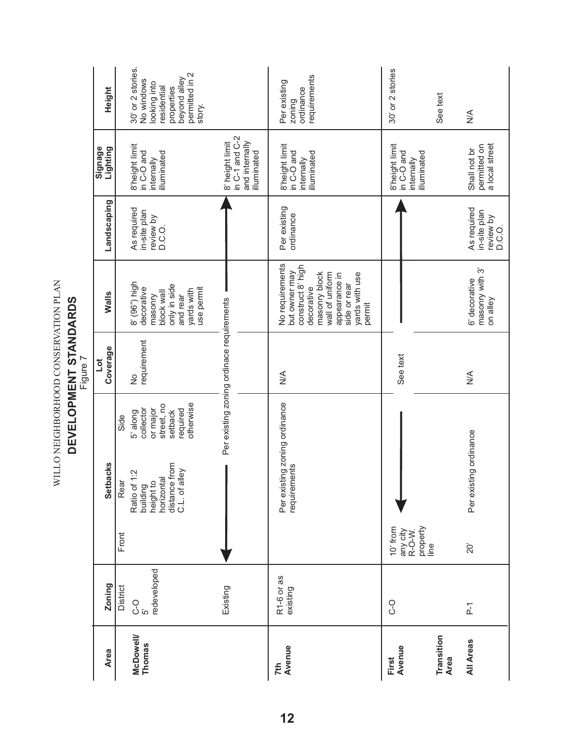WILLO NEIGHBORHOOD CONSERVATION PLAN

## DEVELOPMENT STANDARDS

Figure 7

| Area | Zoning | Setbacks | | | Lot Coverage | Walls | Landscaping | Signage Lighting | Height |
|---|---|---|---|---|---|---|---|---|---|
| | District | Front | Rear | Side | | | | | |
| McDowell/ Thomas | C-O 5' redeveloped | | Ratio of 1:2 building height to horizontal distance from C.L. of alley | 5' along collector or major street, no setback required otherwise | No requirement | 8' (96") high decorative masonry block wall only in side and rear yards with use permit | As required in-site plan review by D.C.O. | 8'height limit in C-O and internally illuminated | 30' or 2 stories. No windows looking into residential properties beyond alley permitted in 2 story. |
| | Existing | Per existing zoning ordinace requirements | | | | | | 8' height limit in C-1 and C-2 and internally illuminated | |
| 7th Avenue | R1-6 or as existing | Per existing zoning ordinance requirements | | | N/A | No requirements but owner may construct 8' high decorative masonry block wall of uniform appearance in side or rear yards with use permit | Per existing ordinance | 8'height limit in C-O and internally illuminated | Per existing zoning ordinance requirements |
| First Avenue | C-O | 10' from any city R-O-W. property line | | | See text | | | 8'height limit in C-O and internally illuminated | 30' or 2 stories |
| Transition Area | | | | | | | | | See text |
| All Areas | P-1 | 20' | Per existing ordinance | | N/A | 6' decorative masonry with 3' on alley | As required in-site plan review by D.C.O. | Shall not br permitted on a local street | N/A |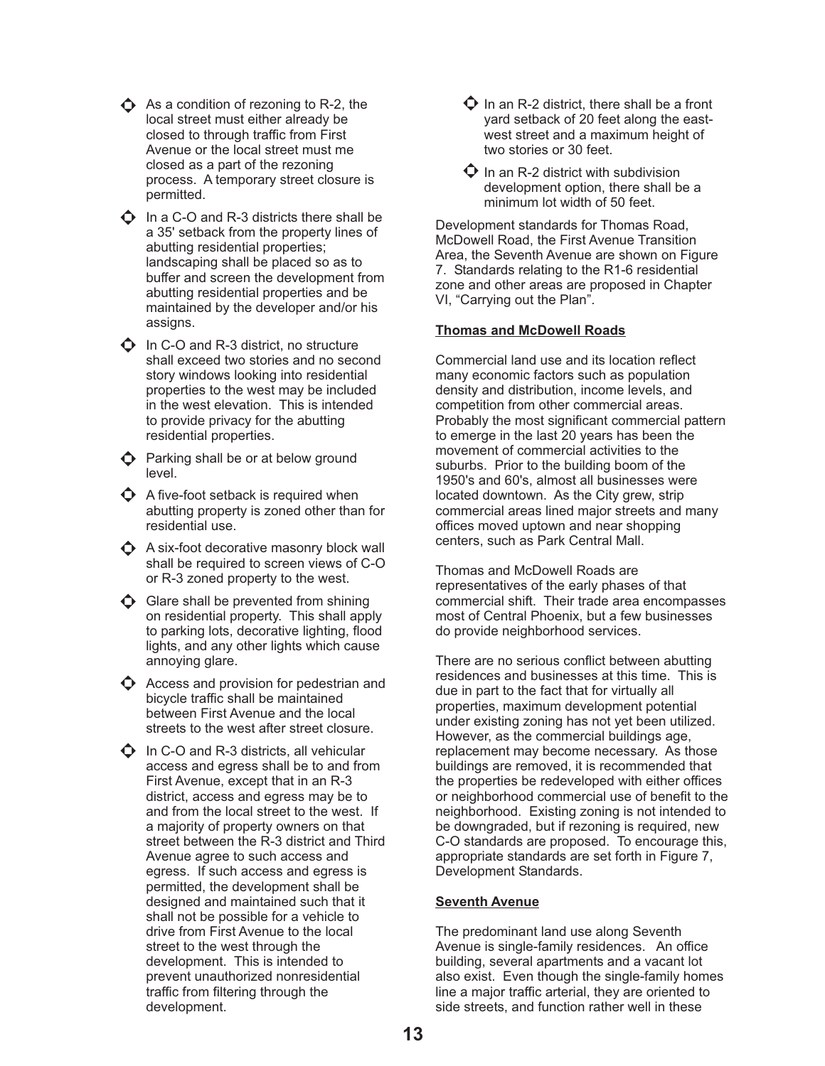- As a condition of rezoning to R-2, the local street must either already be closed to through traffic from First Avenue or the local street must me closed as a part of the rezoning process. A temporary street closure is permitted.
- In a C-O and R-3 districts there shall be a 35' setback from the property lines of abutting residential properties; landscaping shall be placed so as to buffer and screen the development from abutting residential properties and be maintained by the developer and/or his assigns.
- In C-O and R-3 district, no structure shall exceed two stories and no second story windows looking into residential properties to the west may be included in the west elevation. This is intended to provide privacy for the abutting residential properties.
- Parking shall be or at below ground level.
- A five-foot setback is required when abutting property is zoned other than for residential use.
- A six-foot decorative masonry block wall shall be required to screen views of C-O or R-3 zoned property to the west.
- Glare shall be prevented from shining on residential property. This shall apply to parking lots, decorative lighting, flood lights, and any other lights which cause annoying glare.
- Access and provision for pedestrian and bicycle traffic shall be maintained between First Avenue and the local streets to the west after street closure.
- In C-O and R-3 districts, all vehicular access and egress shall be to and from First Avenue, except that in an R-3 district, access and egress may be to and from the local street to the west. If a majority of property owners on that street between the R-3 district and Third Avenue agree to such access and egress. If such access and egress is permitted, the development shall be designed and maintained such that it shall not be possible for a vehicle to drive from First Avenue to the local street to the west through the development. This is intended to prevent unauthorized nonresidential traffic from filtering through the development.
- In an R-2 district, there shall be a front yard setback of 20 feet along the east-west street and a maximum height of two stories or 30 feet.
- In an R-2 district with subdivision development option, there shall be a minimum lot width of 50 feet.

Development standards for Thomas Road, McDowell Road, the First Avenue Transition Area, the Seventh Avenue are shown on Figure 7. Standards relating to the R1-6 residential zone and other areas are proposed in Chapter VI, "Carrying out the Plan".

**Thomas and McDowell Roads**

Commercial land use and its location reflect many economic factors such as population density and distribution, income levels, and competition from other commercial areas. Probably the most significant commercial pattern to emerge in the last 20 years has been the movement of commercial activities to the suburbs. Prior to the building boom of the 1950's and 60's, almost all businesses were located downtown. As the City grew, strip commercial areas lined major streets and many offices moved uptown and near shopping centers, such as Park Central Mall.

Thomas and McDowell Roads are representatives of the early phases of that commercial shift. Their trade area encompasses most of Central Phoenix, but a few businesses do provide neighborhood services.

There are no serious conflict between abutting residences and businesses at this time. This is due in part to the fact that for virtually all properties, maximum development potential under existing zoning has not yet been utilized. However, as the commercial buildings age, replacement may become necessary. As those buildings are removed, it is recommended that the properties be redeveloped with either offices or neighborhood commercial use of benefit to the neighborhood. Existing zoning is not intended to be downgraded, but if rezoning is required, new C-O standards are proposed. To encourage this, appropriate standards are set forth in Figure 7, Development Standards.

**Seventh Avenue**

The predominant land use along Seventh Avenue is single-family residences. An office building, several apartments and a vacant lot also exist. Even though the single-family homes line a major traffic arterial, they are oriented to side streets, and function rather well in these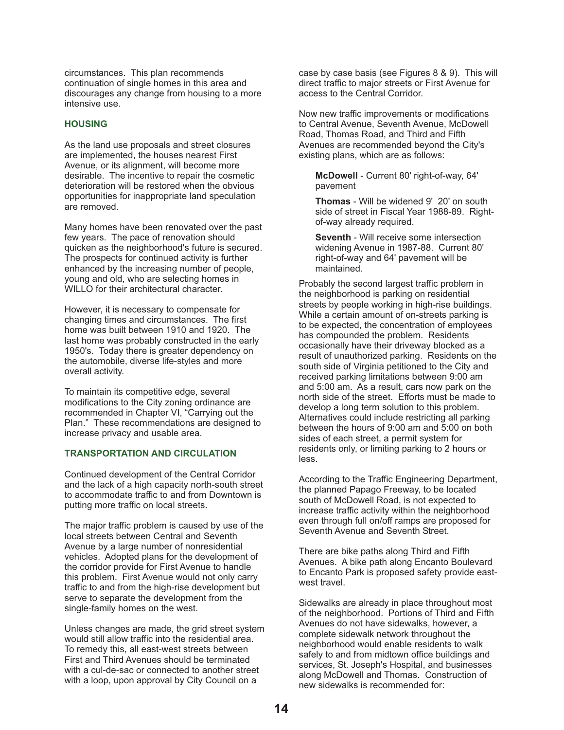circumstances. This plan recommends continuation of single homes in this area and discourages any change from housing to a more intensive use.

## HOUSING

As the land use proposals and street closures are implemented, the houses nearest First Avenue, or its alignment, will become more desirable. The incentive to repair the cosmetic deterioration will be restored when the obvious opportunities for inappropriate land speculation are removed.

Many homes have been renovated over the past few years. The pace of renovation should quicken as the neighborhood's future is secured. The prospects for continued activity is further enhanced by the increasing number of people, young and old, who are selecting homes in WILLO for their architectural character.

However, it is necessary to compensate for changing times and circumstances. The first home was built between 1910 and 1920. The last home was probably constructed in the early 1950's. Today there is greater dependency on the automobile, diverse life-styles and more overall activity.

To maintain its competitive edge, several modifications to the City zoning ordinance are recommended in Chapter VI, "Carrying out the Plan." These recommendations are designed to increase privacy and usable area.

## TRANSPORTATION AND CIRCULATION

Continued development of the Central Corridor and the lack of a high capacity north-south street to accommodate traffic to and from Downtown is putting more traffic on local streets.

The major traffic problem is caused by use of the local streets between Central and Seventh Avenue by a large number of nonresidential vehicles. Adopted plans for the development of the corridor provide for First Avenue to handle this problem. First Avenue would not only carry traffic to and from the high-rise development but serve to separate the development from the single-family homes on the west.

Unless changes are made, the grid street system would still allow traffic into the residential area. To remedy this, all east-west streets between First and Third Avenues should be terminated with a cul-de-sac or connected to another street with a loop, upon approval by City Council on a case by case basis (see Figures 8 & 9). This will direct traffic to major streets or First Avenue for access to the Central Corridor.

Now new traffic improvements or modifications to Central Avenue, Seventh Avenue, McDowell Road, Thomas Road, and Third and Fifth Avenues are recommended beyond the City's existing plans, which are as follows:

> **McDowell** - Current 80' right-of-way, 64' pavement
>
> **Thomas** - Will be widened 9' 20' on south side of street in Fiscal Year 1988-89. Right-of-way already required.
>
> **Seventh** - Will receive some intersection widening Avenue in 1987-88. Current 80' right-of-way and 64' pavement will be maintained.

Probably the second largest traffic problem in the neighborhood is parking on residential streets by people working in high-rise buildings. While a certain amount of on-streets parking is to be expected, the concentration of employees has compounded the problem. Residents occasionally have their driveway blocked as a result of unauthorized parking. Residents on the south side of Virginia petitioned to the City and received parking limitations between 9:00 am and 5:00 am. As a result, cars now park on the north side of the street. Efforts must be made to develop a long term solution to this problem. Alternatives could include restricting all parking between the hours of 9:00 am and 5:00 on both sides of each street, a permit system for residents only, or limiting parking to 2 hours or less.

According to the Traffic Engineering Department, the planned Papago Freeway, to be located south of McDowell Road, is not expected to increase traffic activity within the neighborhood even through full on/off ramps are proposed for Seventh Avenue and Seventh Street.

There are bike paths along Third and Fifth Avenues. A bike path along Encanto Boulevard to Encanto Park is proposed safety provide east-west travel.

Sidewalks are already in place throughout most of the neighborhood. Portions of Third and Fifth Avenues do not have sidewalks, however, a complete sidewalk network throughout the neighborhood would enable residents to walk safely to and from midtown office buildings and services, St. Joseph's Hospital, and businesses along McDowell and Thomas. Construction of new sidewalks is recommended for: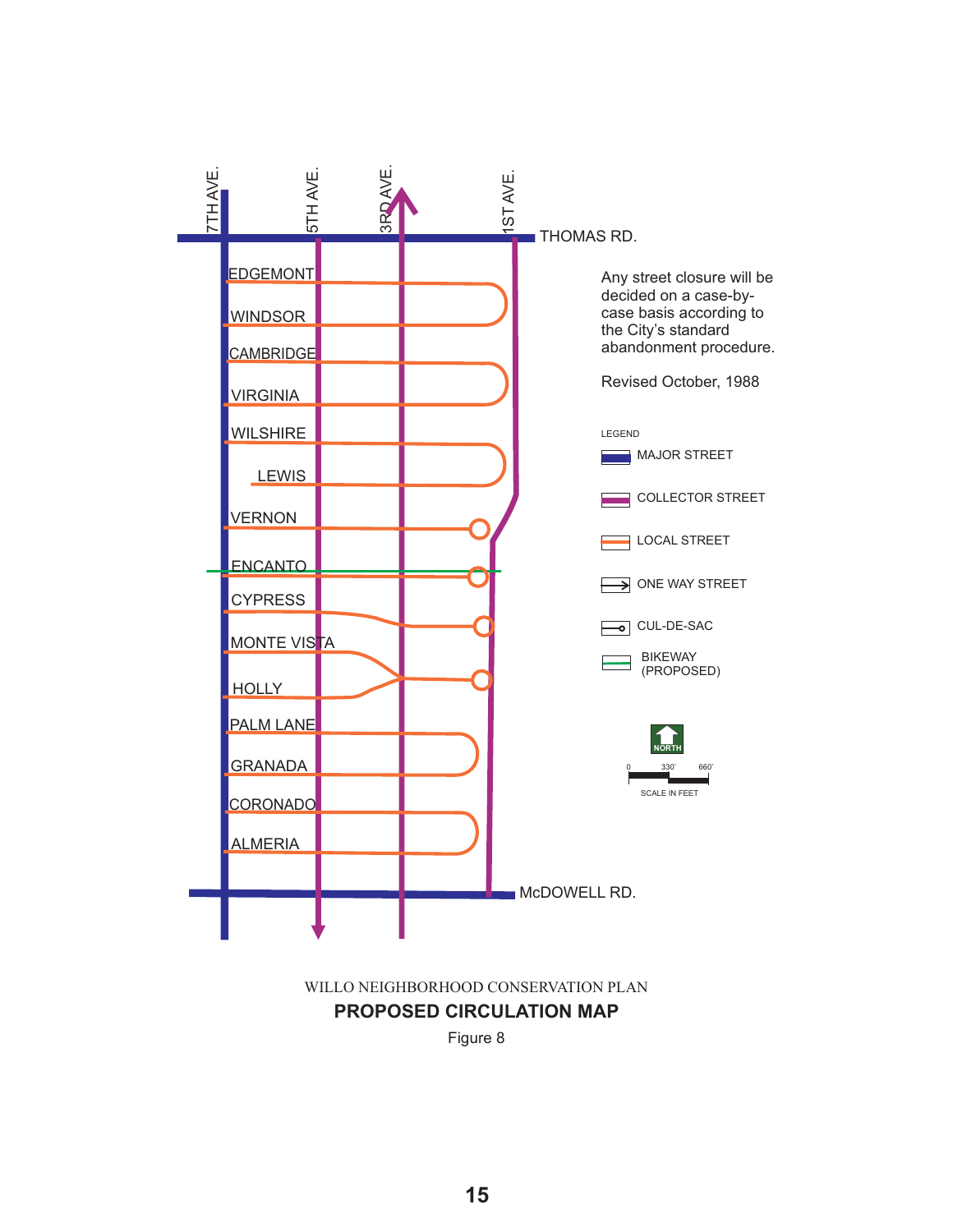7TH AVE.

5TH AVE.

3RD AVE.

1ST AVE.

THOMAS RD.

EDGEMONT

WINDSOR

CAMBRIDGE

VIRGINIA

WILSHIRE

LEWIS

VERNON

ENCANTO

CYPRESS

MONTE VISTA

HOLLY

PALM LANE

GRANADA

CORONADO

ALMERIA

McDOWELL RD.

Any street closure will be decided on a case-by-case basis according to the City's standard abandonment procedure.

Revised October, 1988

LEGEND

- MAJOR STREET
- COLLECTOR STREET
- LOCAL STREET
- ONE WAY STREET
- CUL-DE-SAC
- BIKEWAY (PROPOSED)

NORTH

0 330' 660'

SCALE IN FEET

WILLO NEIGHBORHOOD CONSERVATION PLAN

**PROPOSED CIRCULATION MAP**

Figure 8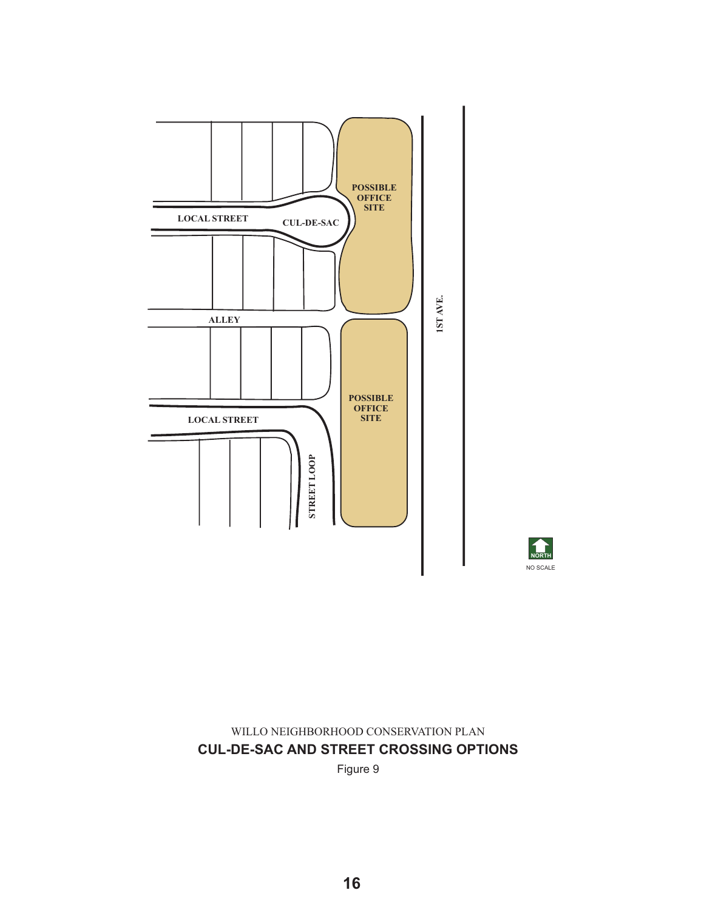POSSIBLE OFFICE SITE

LOCAL STREET

CUL-DE-SAC

ALLEY

1ST AVE.

POSSIBLE OFFICE SITE

LOCAL STREET

STREET LOOP

NORTH

NO SCALE

WILLO NEIGHBORHOOD CONSERVATION PLAN

**CUL-DE-SAC AND STREET CROSSING OPTIONS**

Figure 9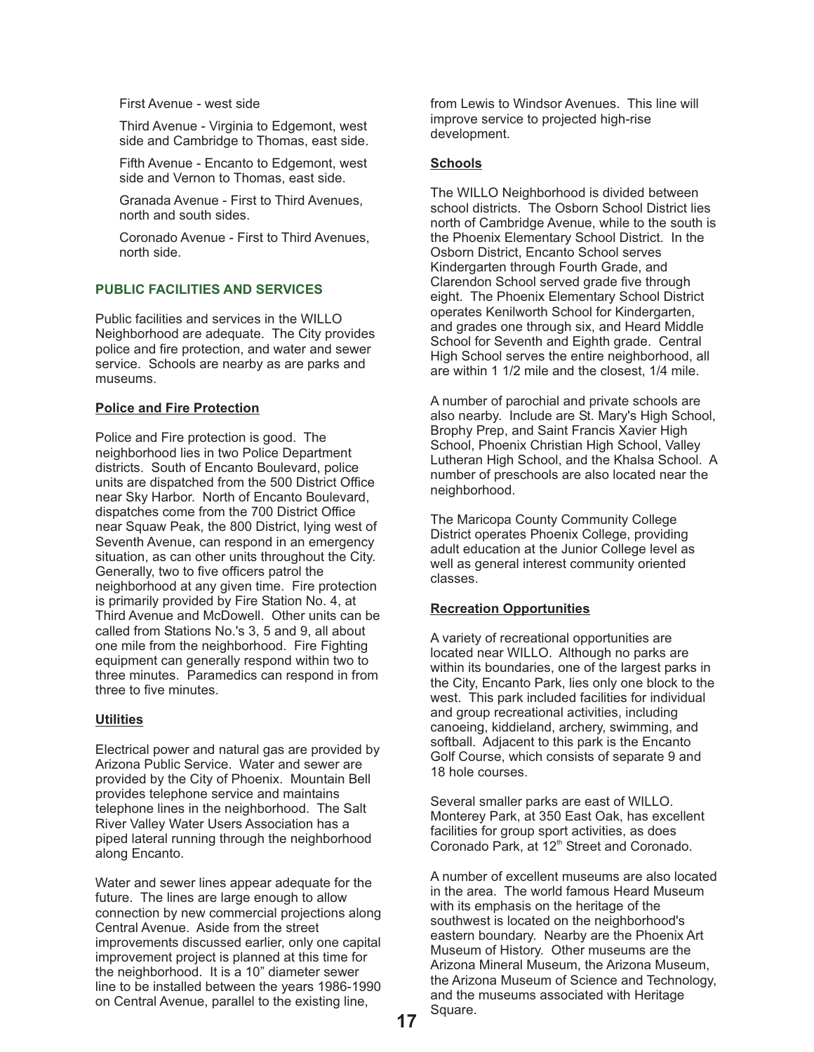First Avenue - west side

Third Avenue - Virginia to Edgemont, west side and Cambridge to Thomas, east side.

Fifth Avenue - Encanto to Edgemont, west side and Vernon to Thomas, east side.

Granada Avenue - First to Third Avenues, north and south sides.

Coronado Avenue - First to Third Avenues, north side.

## PUBLIC FACILITIES AND SERVICES

Public facilities and services in the WILLO Neighborhood are adequate. The City provides police and fire protection, and water and sewer service. Schools are nearby as are parks and museums.

### Police and Fire Protection

Police and Fire protection is good. The neighborhood lies in two Police Department districts. South of Encanto Boulevard, police units are dispatched from the 500 District Office near Sky Harbor. North of Encanto Boulevard, dispatches come from the 700 District Office near Squaw Peak, the 800 District, lying west of Seventh Avenue, can respond in an emergency situation, as can other units throughout the City. Generally, two to five officers patrol the neighborhood at any given time. Fire protection is primarily provided by Fire Station No. 4, at Third Avenue and McDowell. Other units can be called from Stations No.'s 3, 5 and 9, all about one mile from the neighborhood. Fire Fighting equipment can generally respond within two to three minutes. Paramedics can respond in from three to five minutes.

### Utilities

Electrical power and natural gas are provided by Arizona Public Service. Water and sewer are provided by the City of Phoenix. Mountain Bell provides telephone service and maintains telephone lines in the neighborhood. The Salt River Valley Water Users Association has a piped lateral running through the neighborhood along Encanto.

Water and sewer lines appear adequate for the future. The lines are large enough to allow connection by new commercial projections along Central Avenue. Aside from the street improvements discussed earlier, only one capital improvement project is planned at this time for the neighborhood. It is a 10" diameter sewer line to be installed between the years 1986-1990 on Central Avenue, parallel to the existing line, from Lewis to Windsor Avenues. This line will improve service to projected high-rise development.

### Schools

The WILLO Neighborhood is divided between school districts. The Osborn School District lies north of Cambridge Avenue, while to the south is the Phoenix Elementary School District. In the Osborn District, Encanto School serves Kindergarten through Fourth Grade, and Clarendon School served grade five through eight. The Phoenix Elementary School District operates Kenilworth School for Kindergarten, and grades one through six, and Heard Middle School for Seventh and Eighth grade. Central High School serves the entire neighborhood, all are within 1 1/2 mile and the closest, 1/4 mile.

A number of parochial and private schools are also nearby. Include are St. Mary's High School, Brophy Prep, and Saint Francis Xavier High School, Phoenix Christian High School, Valley Lutheran High School, and the Khalsa School. A number of preschools are also located near the neighborhood.

The Maricopa County Community College District operates Phoenix College, providing adult education at the Junior College level as well as general interest community oriented classes.

### Recreation Opportunities

A variety of recreational opportunities are located near WILLO. Although no parks are within its boundaries, one of the largest parks in the City, Encanto Park, lies only one block to the west. This park included facilities for individual and group recreational activities, including canoeing, kiddieland, archery, swimming, and softball. Adjacent to this park is the Encanto Golf Course, which consists of separate 9 and 18 hole courses.

Several smaller parks are east of WILLO. Monterey Park, at 350 East Oak, has excellent facilities for group sport activities, as does Coronado Park, at 12th Street and Coronado.

A number of excellent museums are also located in the area. The world famous Heard Museum with its emphasis on the heritage of the southwest is located on the neighborhood's eastern boundary. Nearby are the Phoenix Art Museum of History. Other museums are the Arizona Mineral Museum, the Arizona Museum, the Arizona Museum of Science and Technology, and the museums associated with Heritage Square.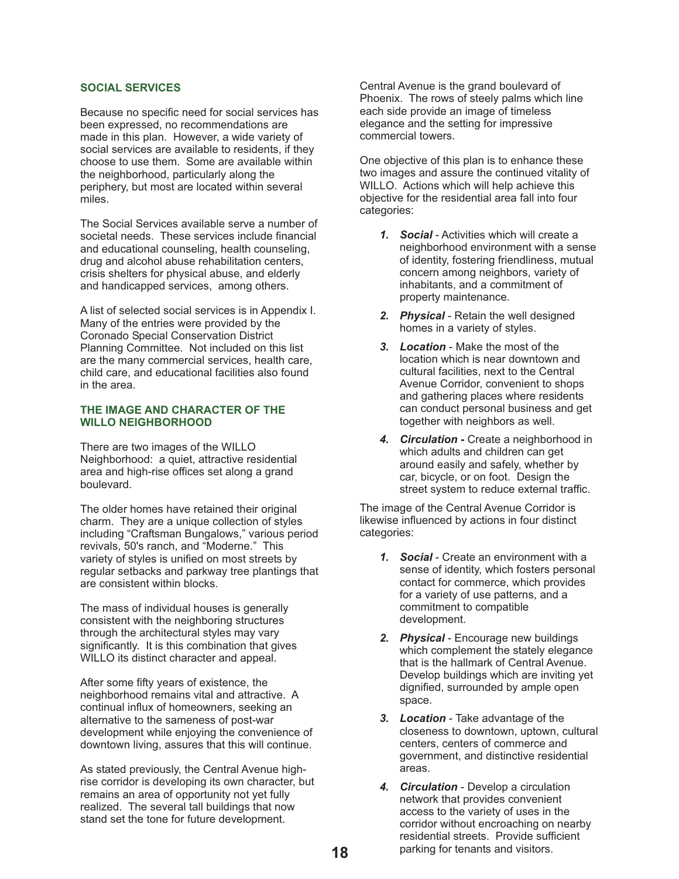## SOCIAL SERVICES

Because no specific need for social services has been expressed, no recommendations are made in this plan. However, a wide variety of social services are available to residents, if they choose to use them. Some are available within the neighborhood, particularly along the periphery, but most are located within several miles.

The Social Services available serve a number of societal needs. These services include financial and educational counseling, health counseling, drug and alcohol abuse rehabilitation centers, crisis shelters for physical abuse, and elderly and handicapped services, among others.

A list of selected social services is in Appendix I. Many of the entries were provided by the Coronado Special Conservation District Planning Committee. Not included on this list are the many commercial services, health care, child care, and educational facilities also found in the area.

## THE IMAGE AND CHARACTER OF THE WILLO NEIGHBORHOOD

There are two images of the WILLO Neighborhood: a quiet, attractive residential area and high-rise offices set along a grand boulevard.

The older homes have retained their original charm. They are a unique collection of styles including "Craftsman Bungalows," various period revivals, 50's ranch, and "Moderne." This variety of styles is unified on most streets by regular setbacks and parkway tree plantings that are consistent within blocks.

The mass of individual houses is generally consistent with the neighboring structures through the architectural styles may vary significantly. It is this combination that gives WILLO its distinct character and appeal.

After some fifty years of existence, the neighborhood remains vital and attractive. A continual influx of homeowners, seeking an alternative to the sameness of post-war development while enjoying the convenience of downtown living, assures that this will continue.

As stated previously, the Central Avenue high-rise corridor is developing its own character, but remains an area of opportunity not yet fully realized. The several tall buildings that now stand set the tone for future development.

Central Avenue is the grand boulevard of Phoenix. The rows of steely palms which line each side provide an image of timeless elegance and the setting for impressive commercial towers.

One objective of this plan is to enhance these two images and assure the continued vitality of WILLO. Actions which will help achieve this objective for the residential area fall into four categories:

1. ***Social*** - Activities which will create a neighborhood environment with a sense of identity, fostering friendliness, mutual concern among neighbors, variety of inhabitants, and a commitment of property maintenance.
2. ***Physical*** - Retain the well designed homes in a variety of styles.
3. ***Location*** - Make the most of the location which is near downtown and cultural facilities, next to the Central Avenue Corridor, convenient to shops and gathering places where residents can conduct personal business and get together with neighbors as well.
4. ***Circulation*** **-** Create a neighborhood in which adults and children can get around easily and safely, whether by car, bicycle, or on foot. Design the street system to reduce external traffic.

The image of the Central Avenue Corridor is likewise influenced by actions in four distinct categories:

1. ***Social*** - Create an environment with a sense of identity, which fosters personal contact for commerce, which provides for a variety of use patterns, and a commitment to compatible development.
2. ***Physical*** - Encourage new buildings which complement the stately elegance that is the hallmark of Central Avenue. Develop buildings which are inviting yet dignified, surrounded by ample open space.
3. ***Location*** - Take advantage of the closeness to downtown, uptown, cultural centers, centers of commerce and government, and distinctive residential areas.
4. ***Circulation*** - Develop a circulation network that provides convenient access to the variety of uses in the corridor without encroaching on nearby residential streets. Provide sufficient parking for tenants and visitors.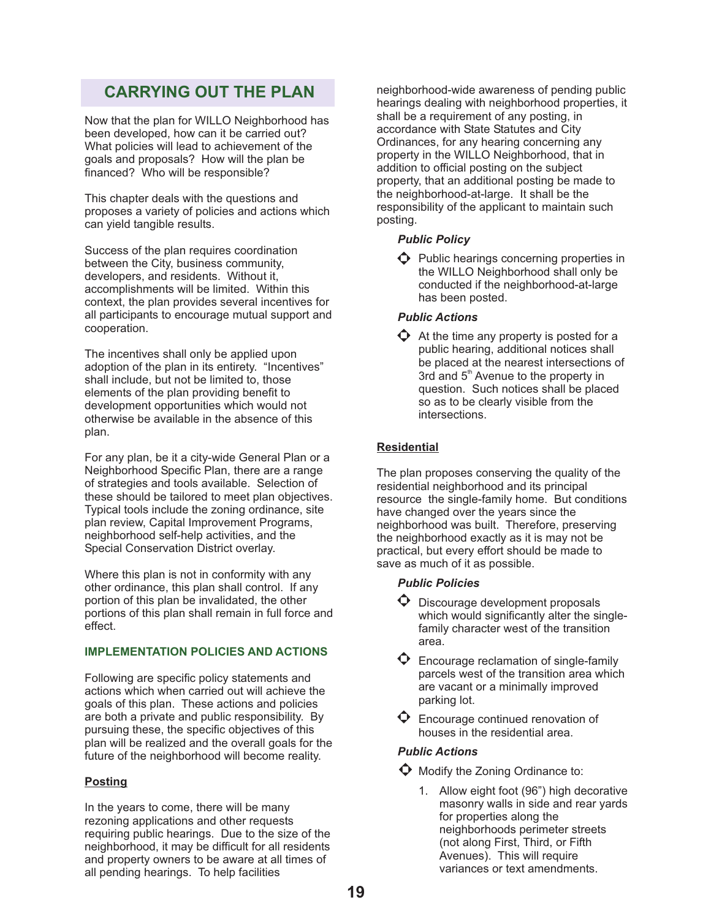## CARRYING OUT THE PLAN

Now that the plan for WILLO Neighborhood has been developed, how can it be carried out? What policies will lead to achievement of the goals and proposals? How will the plan be financed? Who will be responsible?

This chapter deals with the questions and proposes a variety of policies and actions which can yield tangible results.

Success of the plan requires coordination between the City, business community, developers, and residents. Without it, accomplishments will be limited. Within this context, the plan provides several incentives for all participants to encourage mutual support and cooperation.

The incentives shall only be applied upon adoption of the plan in its entirety. "Incentives" shall include, but not be limited to, those elements of the plan providing benefit to development opportunities which would not otherwise be available in the absence of this plan.

For any plan, be it a city-wide General Plan or a Neighborhood Specific Plan, there are a range of strategies and tools available. Selection of these should be tailored to meet plan objectives. Typical tools include the zoning ordinance, site plan review, Capital Improvement Programs, neighborhood self-help activities, and the Special Conservation District overlay.

Where this plan is not in conformity with any other ordinance, this plan shall control. If any portion of this plan be invalidated, the other portions of this plan shall remain in full force and effect.

### IMPLEMENTATION POLICIES AND ACTIONS

Following are specific policy statements and actions which when carried out will achieve the goals of this plan. These actions and policies are both a private and public responsibility. By pursuing these, the specific objectives of this plan will be realized and the overall goals for the future of the neighborhood will become reality.

#### Posting

In the years to come, there will be many rezoning applications and other requests requiring public hearings. Due to the size of the neighborhood, it may be difficult for all residents and property owners to be aware at all times of all pending hearings. To help facilities neighborhood-wide awareness of pending public hearings dealing with neighborhood properties, it shall be a requirement of any posting, in accordance with State Statutes and City Ordinances, for any hearing concerning any property in the WILLO Neighborhood, that in addition to official posting on the subject property, that an additional posting be made to the neighborhood-at-large. It shall be the responsibility of the applicant to maintain such posting.

***Public Policy***

- Public hearings concerning properties in the WILLO Neighborhood shall only be conducted if the neighborhood-at-large has been posted.

***Public Actions***

- At the time any property is posted for a public hearing, additional notices shall be placed at the nearest intersections of 3rd and 5th Avenue to the property in question. Such notices shall be placed so as to be clearly visible from the intersections.

#### Residential

The plan proposes conserving the quality of the residential neighborhood and its principal resource the single-family home. But conditions have changed over the years since the neighborhood was built. Therefore, preserving the neighborhood exactly as it is may not be practical, but every effort should be made to save as much of it as possible.

***Public Policies***

- Discourage development proposals which would significantly alter the single-family character west of the transition area.
- Encourage reclamation of single-family parcels west of the transition area which are vacant or a minimally improved parking lot.
- Encourage continued renovation of houses in the residential area.

***Public Actions***

- Modify the Zoning Ordinance to:
  1. Allow eight foot (96") high decorative masonry walls in side and rear yards for properties along the neighborhoods perimeter streets (not along First, Third, or Fifth Avenues). This will require variances or text amendments.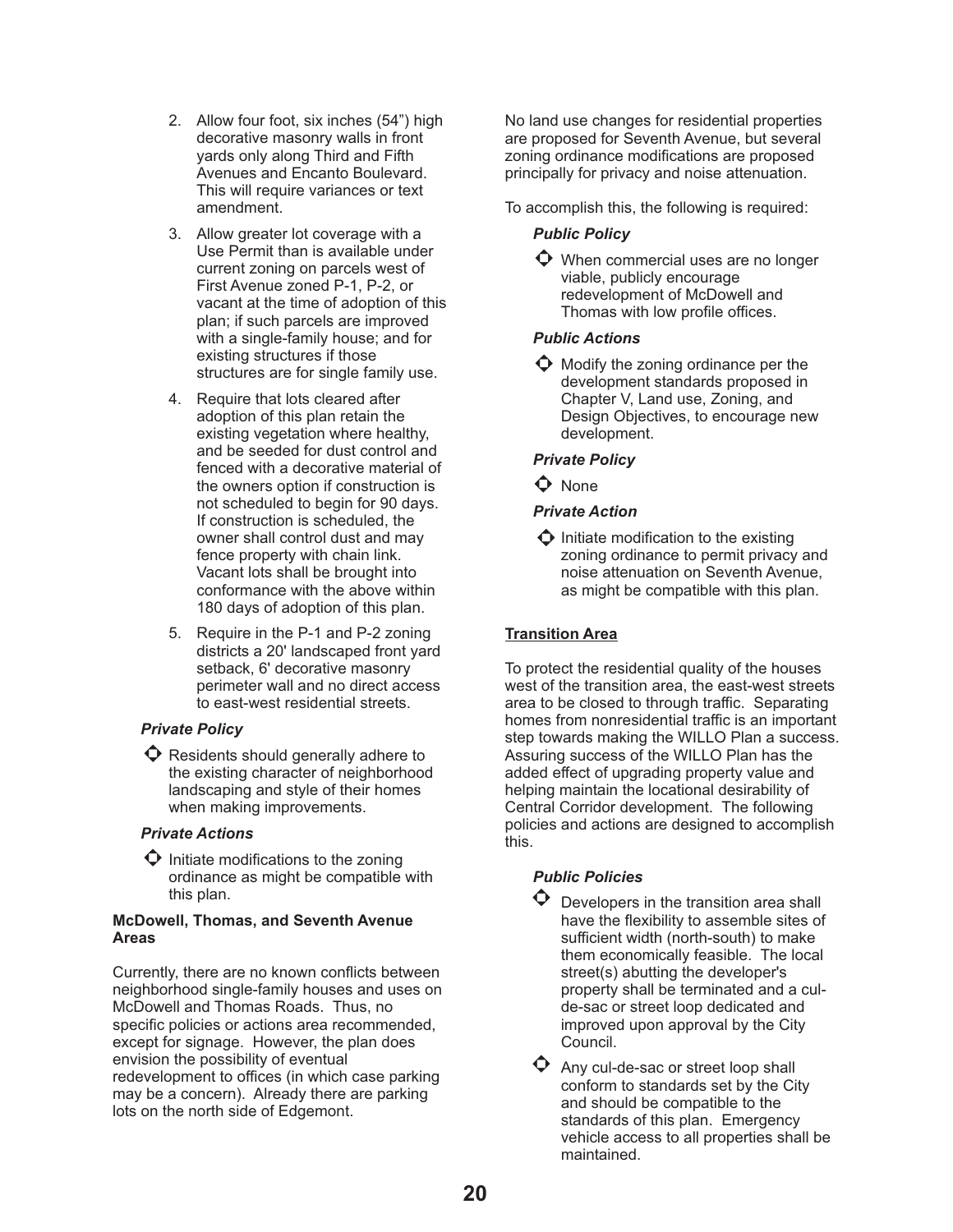2. Allow four foot, six inches (54") high decorative masonry walls in front yards only along Third and Fifth Avenues and Encanto Boulevard. This will require variances or text amendment.
3. Allow greater lot coverage with a Use Permit than is available under current zoning on parcels west of First Avenue zoned P-1, P-2, or vacant at the time of adoption of this plan; if such parcels are improved with a single-family house; and for existing structures if those structures are for single family use.
4. Require that lots cleared after adoption of this plan retain the existing vegetation where healthy, and be seeded for dust control and fenced with a decorative material of the owners option if construction is not scheduled to begin for 90 days. If construction is scheduled, the owner shall control dust and may fence property with chain link. Vacant lots shall be brought into conformance with the above within 180 days of adoption of this plan.
5. Require in the P-1 and P-2 zoning districts a 20' landscaped front yard setback, 6' decorative masonry perimeter wall and no direct access to east-west residential streets.

***Private Policy***

- Residents should generally adhere to the existing character of neighborhood landscaping and style of their homes when making improvements.

***Private Actions***

- Initiate modifications to the zoning ordinance as might be compatible with this plan.

**McDowell, Thomas, and Seventh Avenue Areas**

Currently, there are no known conflicts between neighborhood single-family houses and uses on McDowell and Thomas Roads. Thus, no specific policies or actions area recommended, except for signage. However, the plan does envision the possibility of eventual redevelopment to offices (in which case parking may be a concern). Already there are parking lots on the north side of Edgemont.

No land use changes for residential properties are proposed for Seventh Avenue, but several zoning ordinance modifications are proposed principally for privacy and noise attenuation.

To accomplish this, the following is required:

***Public Policy***

- When commercial uses are no longer viable, publicly encourage redevelopment of McDowell and Thomas with low profile offices.

***Public Actions***

- Modify the zoning ordinance per the development standards proposed in Chapter V, Land use, Zoning, and Design Objectives, to encourage new development.

***Private Policy***

- None

***Private Action***

- Initiate modification to the existing zoning ordinance to permit privacy and noise attenuation on Seventh Avenue, as might be compatible with this plan.

**Transition Area**

To protect the residential quality of the houses west of the transition area, the east-west streets area to be closed to through traffic. Separating homes from nonresidential traffic is an important step towards making the WILLO Plan a success. Assuring success of the WILLO Plan has the added effect of upgrading property value and helping maintain the locational desirability of Central Corridor development. The following policies and actions are designed to accomplish this.

***Public Policies***

- Developers in the transition area shall have the flexibility to assemble sites of sufficient width (north-south) to make them economically feasible. The local street(s) abutting the developer's property shall be terminated and a cul-de-sac or street loop dedicated and improved upon approval by the City Council.
- Any cul-de-sac or street loop shall conform to standards set by the City and should be compatible to the standards of this plan. Emergency vehicle access to all properties shall be maintained.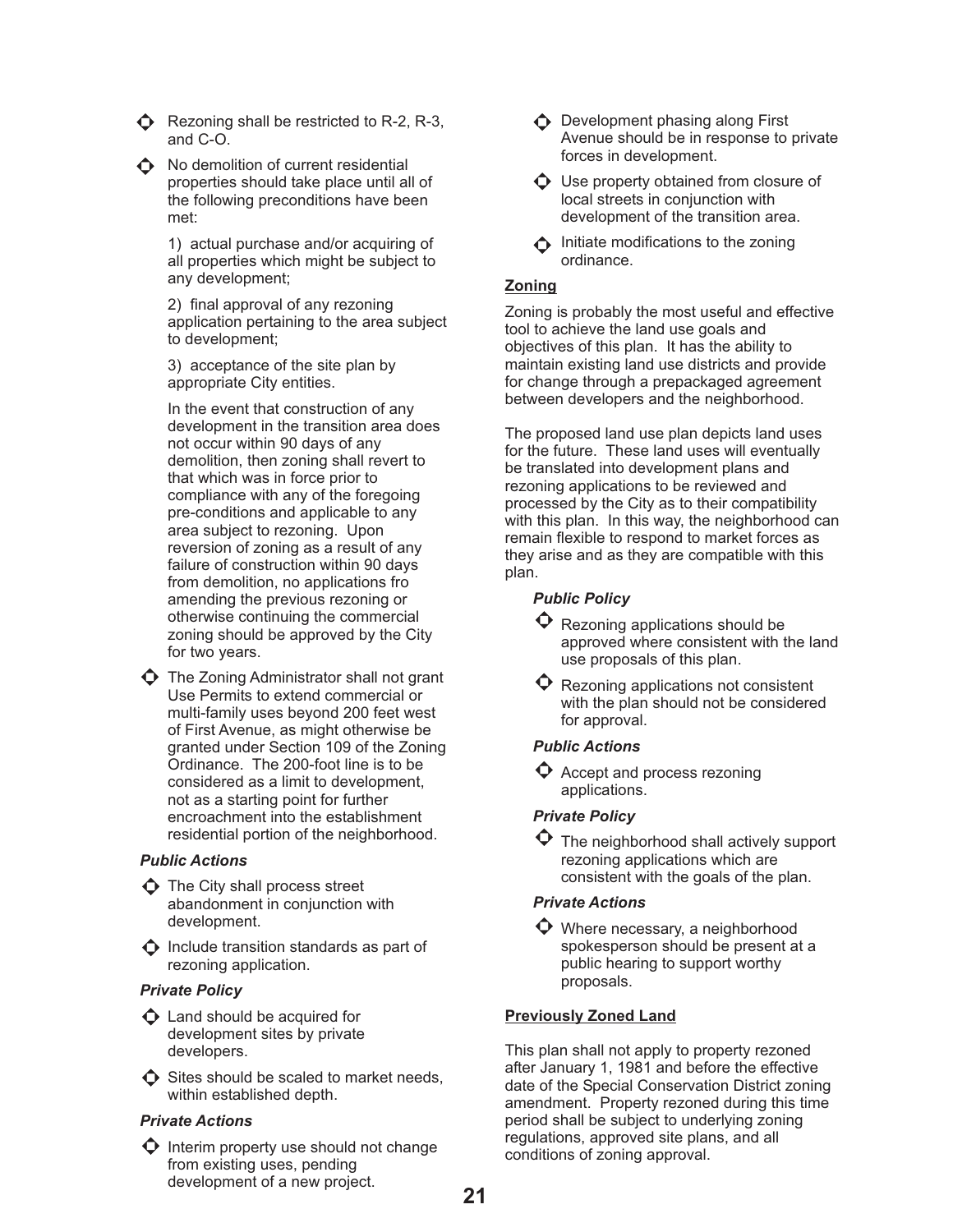- Rezoning shall be restricted to R-2, R-3, and C-O.
- No demolition of current residential properties should take place until all of the following preconditions have been met:

  1) actual purchase and/or acquiring of all properties which might be subject to any development;

  2) final approval of any rezoning application pertaining to the area subject to development;

  3) acceptance of the site plan by appropriate City entities.

  In the event that construction of any development in the transition area does not occur within 90 days of any demolition, then zoning shall revert to that which was in force prior to compliance with any of the foregoing pre-conditions and applicable to any area subject to rezoning. Upon reversion of zoning as a result of any failure of construction within 90 days from demolition, no applications fro amending the previous rezoning or otherwise continuing the commercial zoning should be approved by the City for two years.

- The Zoning Administrator shall not grant Use Permits to extend commercial or multi-family uses beyond 200 feet west of First Avenue, as might otherwise be granted under Section 109 of the Zoning Ordinance. The 200-foot line is to be considered as a limit to development, not as a starting point for further encroachment into the establishment residential portion of the neighborhood.

***Public Actions***

- The City shall process street abandonment in conjunction with development.
- Include transition standards as part of rezoning application.

***Private Policy***

- Land should be acquired for development sites by private developers.
- Sites should be scaled to market needs, within established depth.

***Private Actions***

- Interim property use should not change from existing uses, pending development of a new project.
- Development phasing along First Avenue should be in response to private forces in development.
- Use property obtained from closure of local streets in conjunction with development of the transition area.
- Initiate modifications to the zoning ordinance.

**Zoning**

Zoning is probably the most useful and effective tool to achieve the land use goals and objectives of this plan. It has the ability to maintain existing land use districts and provide for change through a prepackaged agreement between developers and the neighborhood.

The proposed land use plan depicts land uses for the future. These land uses will eventually be translated into development plans and rezoning applications to be reviewed and processed by the City as to their compatibility with this plan. In this way, the neighborhood can remain flexible to respond to market forces as they arise and as they are compatible with this plan.

***Public Policy***

- Rezoning applications should be approved where consistent with the land use proposals of this plan.
- Rezoning applications not consistent with the plan should not be considered for approval.

***Public Actions***

- Accept and process rezoning applications.

***Private Policy***

- The neighborhood shall actively support rezoning applications which are consistent with the goals of the plan.

***Private Actions***

- Where necessary, a neighborhood spokesperson should be present at a public hearing to support worthy proposals.

**Previously Zoned Land**

This plan shall not apply to property rezoned after January 1, 1981 and before the effective date of the Special Conservation District zoning amendment. Property rezoned during this time period shall be subject to underlying zoning regulations, approved site plans, and all conditions of zoning approval.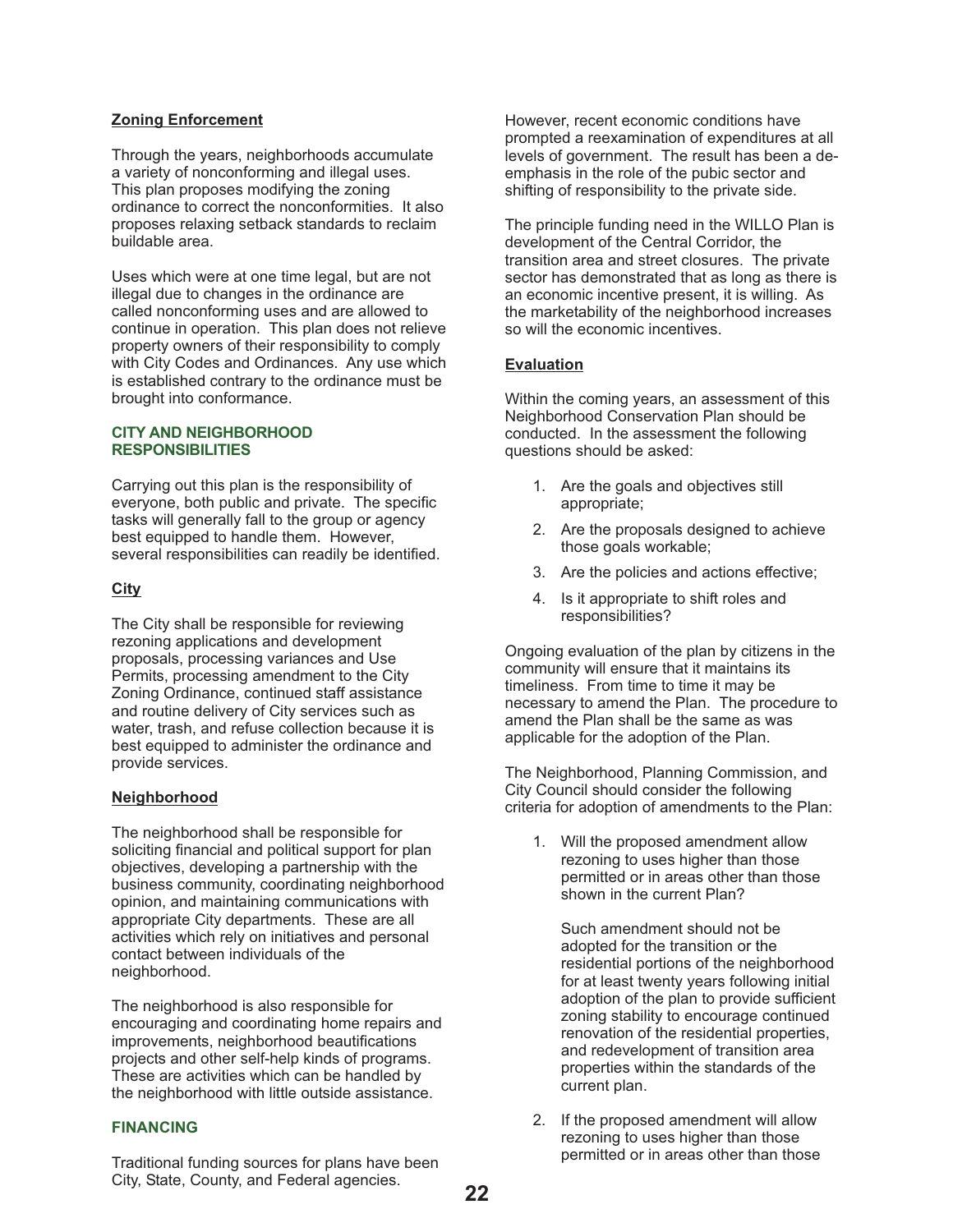### Zoning Enforcement

Through the years, neighborhoods accumulate a variety of nonconforming and illegal uses. This plan proposes modifying the zoning ordinance to correct the nonconformities. It also proposes relaxing setback standards to reclaim buildable area.

Uses which were at one time legal, but are not illegal due to changes in the ordinance are called nonconforming uses and are allowed to continue in operation. This plan does not relieve property owners of their responsibility to comply with City Codes and Ordinances. Any use which is established contrary to the ordinance must be brought into conformance.

## CITY AND NEIGHBORHOOD RESPONSIBILITIES

Carrying out this plan is the responsibility of everyone, both public and private. The specific tasks will generally fall to the group or agency best equipped to handle them. However, several responsibilities can readily be identified.

### City

The City shall be responsible for reviewing rezoning applications and development proposals, processing variances and Use Permits, processing amendment to the City Zoning Ordinance, continued staff assistance and routine delivery of City services such as water, trash, and refuse collection because it is best equipped to administer the ordinance and provide services.

### Neighborhood

The neighborhood shall be responsible for soliciting financial and political support for plan objectives, developing a partnership with the business community, coordinating neighborhood opinion, and maintaining communications with appropriate City departments. These are all activities which rely on initiatives and personal contact between individuals of the neighborhood.

The neighborhood is also responsible for encouraging and coordinating home repairs and improvements, neighborhood beautifications projects and other self-help kinds of programs. These are activities which can be handled by the neighborhood with little outside assistance.

## FINANCING

Traditional funding sources for plans have been City, State, County, and Federal agencies. However, recent economic conditions have prompted a reexamination of expenditures at all levels of government. The result has been a de-emphasis in the role of the pubic sector and shifting of responsibility to the private side.

The principle funding need in the WILLO Plan is development of the Central Corridor, the transition area and street closures. The private sector has demonstrated that as long as there is an economic incentive present, it is willing. As the marketability of the neighborhood increases so will the economic incentives.

### Evaluation

Within the coming years, an assessment of this Neighborhood Conservation Plan should be conducted. In the assessment the following questions should be asked:

1. Are the goals and objectives still appropriate;
2. Are the proposals designed to achieve those goals workable;
3. Are the policies and actions effective;
4. Is it appropriate to shift roles and responsibilities?

Ongoing evaluation of the plan by citizens in the community will ensure that it maintains its timeliness. From time to time it may be necessary to amend the Plan. The procedure to amend the Plan shall be the same as was applicable for the adoption of the Plan.

The Neighborhood, Planning Commission, and City Council should consider the following criteria for adoption of amendments to the Plan:

1. Will the proposed amendment allow rezoning to uses higher than those permitted or in areas other than those shown in the current Plan?

   Such amendment should not be adopted for the transition or the residential portions of the neighborhood for at least twenty years following initial adoption of the plan to provide sufficient zoning stability to encourage continued renovation of the residential properties, and redevelopment of transition area properties within the standards of the current plan.

2. If the proposed amendment will allow rezoning to uses higher than those permitted or in areas other than those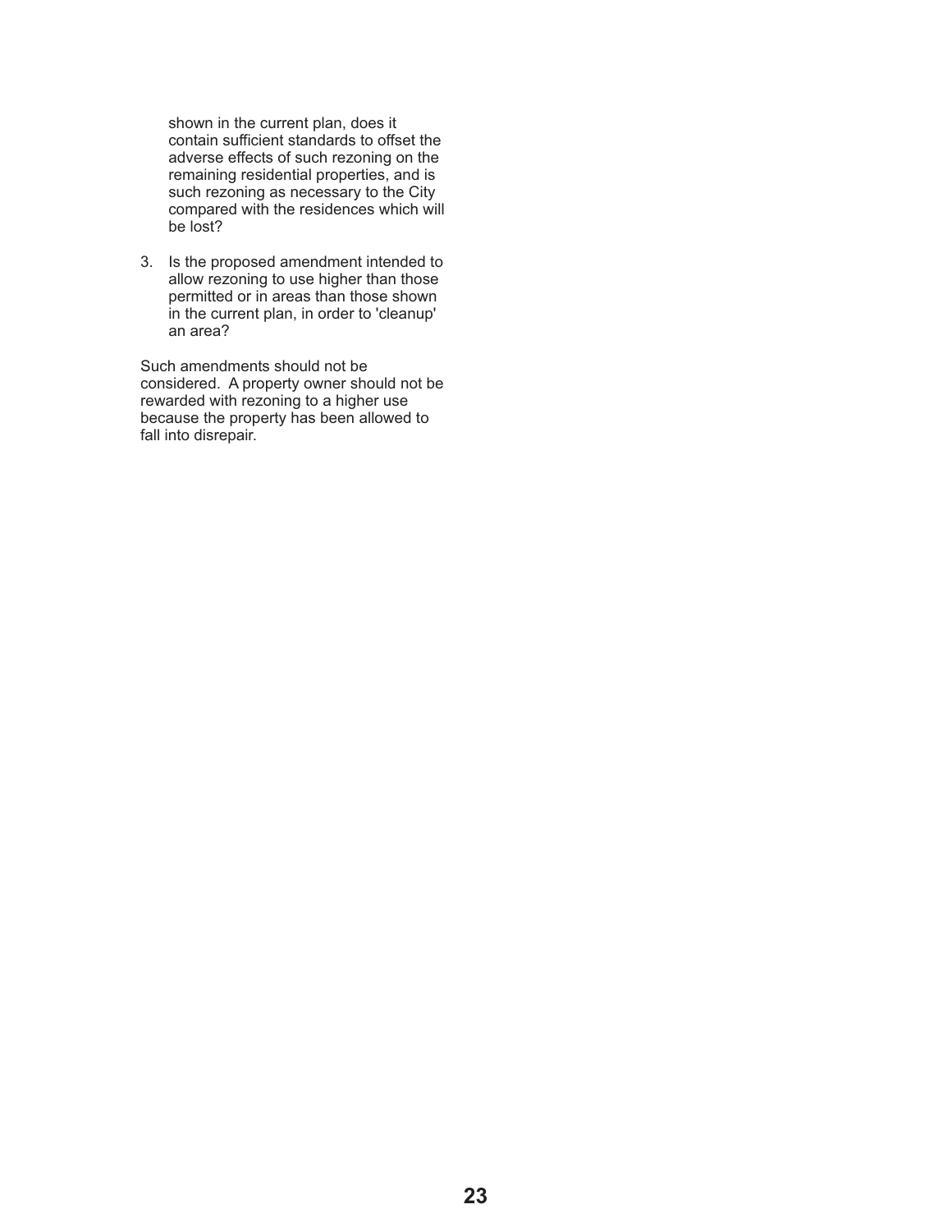shown in the current plan, does it contain sufficient standards to offset the adverse effects of such rezoning on the remaining residential properties, and is such rezoning as necessary to the City compared with the residences which will be lost?

3. Is the proposed amendment intended to allow rezoning to use higher than those permitted or in areas than those shown in the current plan, in order to 'cleanup' an area?

Such amendments should not be considered. A property owner should not be rewarded with rezoning to a higher use because the property has been allowed to fall into disrepair.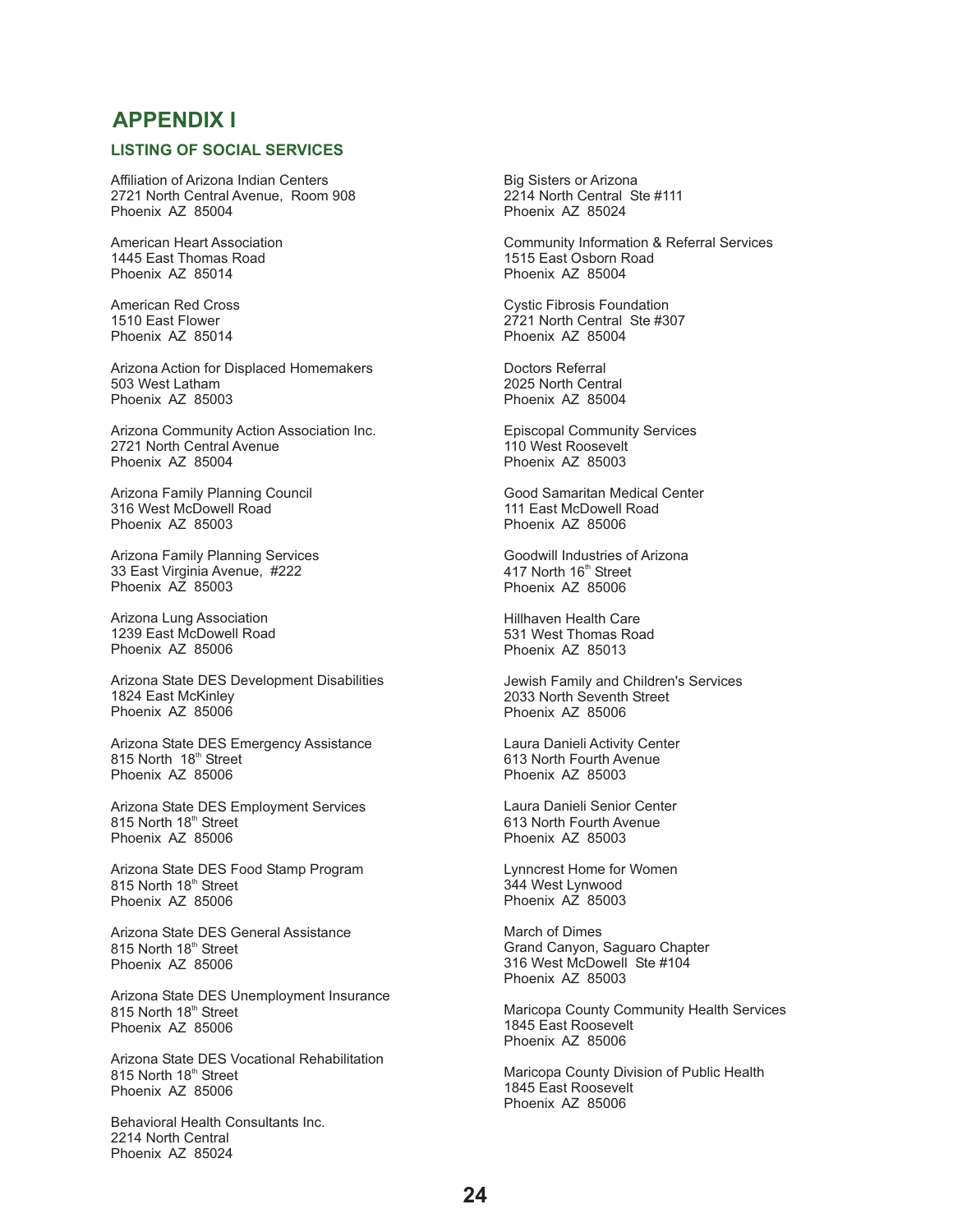# APPENDIX I

## LISTING OF SOCIAL SERVICES

Affiliation of Arizona Indian Centers
2721 North Central Avenue, Room 908
Phoenix AZ 85004

American Heart Association
1445 East Thomas Road
Phoenix AZ 85014

American Red Cross
1510 East Flower
Phoenix AZ 85014

Arizona Action for Displaced Homemakers
503 West Latham
Phoenix AZ 85003

Arizona Community Action Association Inc.
2721 North Central Avenue
Phoenix AZ 85004

Arizona Family Planning Council
316 West McDowell Road
Phoenix AZ 85003

Arizona Family Planning Services
33 East Virginia Avenue, #222
Phoenix AZ 85003

Arizona Lung Association
1239 East McDowell Road
Phoenix AZ 85006

Arizona State DES Development Disabilities
1824 East McKinley
Phoenix AZ 85006

Arizona State DES Emergency Assistance
815 North 18th Street
Phoenix AZ 85006

Arizona State DES Employment Services
815 North 18th Street
Phoenix AZ 85006

Arizona State DES Food Stamp Program
815 North 18th Street
Phoenix AZ 85006

Arizona State DES General Assistance
815 North 18th Street
Phoenix AZ 85006

Arizona State DES Unemployment Insurance
815 North 18th Street
Phoenix AZ 85006

Arizona State DES Vocational Rehabilitation
815 North 18th Street
Phoenix AZ 85006

Behavioral Health Consultants Inc.
2214 North Central
Phoenix AZ 85024

Big Sisters or Arizona
2214 North Central Ste #111
Phoenix AZ 85024

Community Information & Referral Services
1515 East Osborn Road
Phoenix AZ 85004

Cystic Fibrosis Foundation
2721 North Central Ste #307
Phoenix AZ 85004

Doctors Referral
2025 North Central
Phoenix AZ 85004

Episcopal Community Services
110 West Roosevelt
Phoenix AZ 85003

Good Samaritan Medical Center
111 East McDowell Road
Phoenix AZ 85006

Goodwill Industries of Arizona
417 North 16th Street
Phoenix AZ 85006

Hillhaven Health Care
531 West Thomas Road
Phoenix AZ 85013

Jewish Family and Children's Services
2033 North Seventh Street
Phoenix AZ 85006

Laura Danieli Activity Center
613 North Fourth Avenue
Phoenix AZ 85003

Laura Danieli Senior Center
613 North Fourth Avenue
Phoenix AZ 85003

Lynncrest Home for Women
344 West Lynwood
Phoenix AZ 85003

March of Dimes
Grand Canyon, Saguaro Chapter
316 West McDowell Ste #104
Phoenix AZ 85003

Maricopa County Community Health Services
1845 East Roosevelt
Phoenix AZ 85006

Maricopa County Division of Public Health
1845 East Roosevelt
Phoenix AZ 85006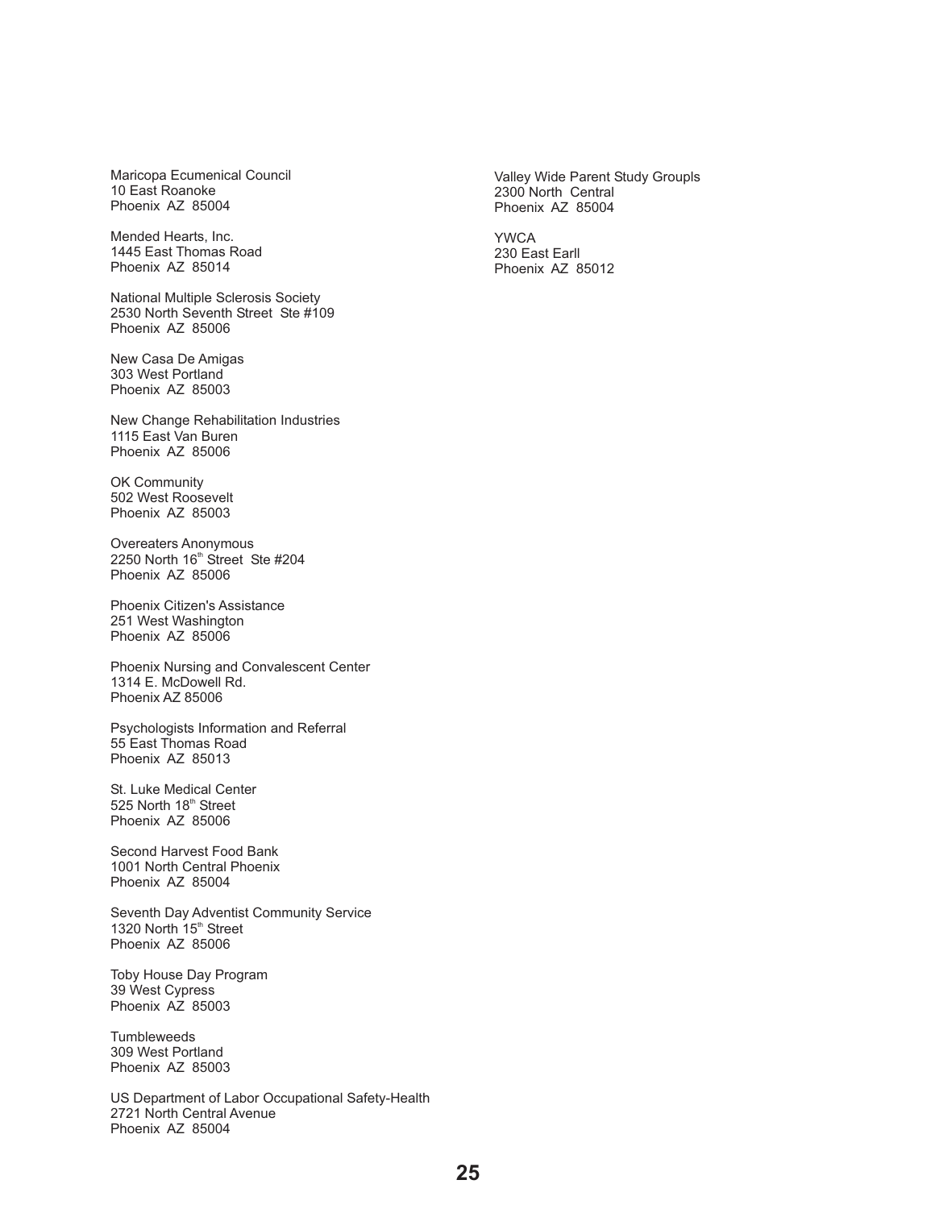Maricopa Ecumenical Council
10 East Roanoke
Phoenix AZ 85004

Mended Hearts, Inc.
1445 East Thomas Road
Phoenix AZ 85014

National Multiple Sclerosis Society
2530 North Seventh Street Ste #109
Phoenix AZ 85006

New Casa De Amigas
303 West Portland
Phoenix AZ 85003

New Change Rehabilitation Industries
1115 East Van Buren
Phoenix AZ 85006

OK Community
502 West Roosevelt
Phoenix AZ 85003

Overeaters Anonymous
2250 North 16th Street Ste #204
Phoenix AZ 85006

Phoenix Citizen's Assistance
251 West Washington
Phoenix AZ 85006

Phoenix Nursing and Convalescent Center
1314 E. McDowell Rd.
Phoenix AZ 85006

Psychologists Information and Referral
55 East Thomas Road
Phoenix AZ 85013

St. Luke Medical Center
525 North 18th Street
Phoenix AZ 85006

Second Harvest Food Bank
1001 North Central Phoenix
Phoenix AZ 85004

Seventh Day Adventist Community Service
1320 North 15th Street
Phoenix AZ 85006

Toby House Day Program
39 West Cypress
Phoenix AZ 85003

Tumbleweeds
309 West Portland
Phoenix AZ 85003

US Department of Labor Occupational Safety-Health
2721 North Central Avenue
Phoenix AZ 85004

Valley Wide Parent Study Groupls
2300 North Central
Phoenix AZ 85004

YWCA
230 East Earll
Phoenix AZ 85012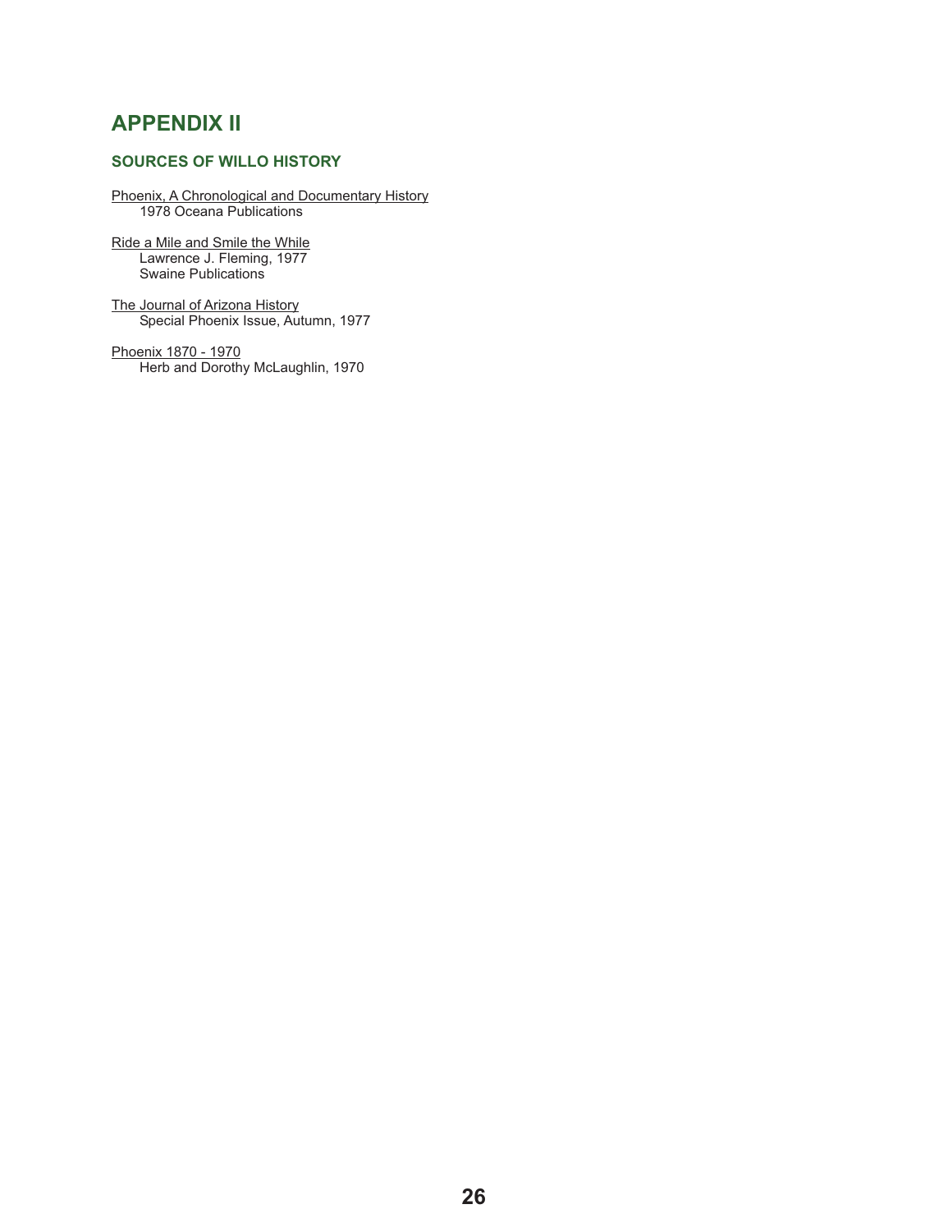# APPENDIX II

## SOURCES OF WILLO HISTORY

Phoenix, A Chronological and Documentary History
1978 Oceana Publications

Ride a Mile and Smile the While
Lawrence J. Fleming, 1977
Swaine Publications

The Journal of Arizona History
Special Phoenix Issue, Autumn, 1977

Phoenix 1870 - 1970
Herb and Dorothy McLaughlin, 1970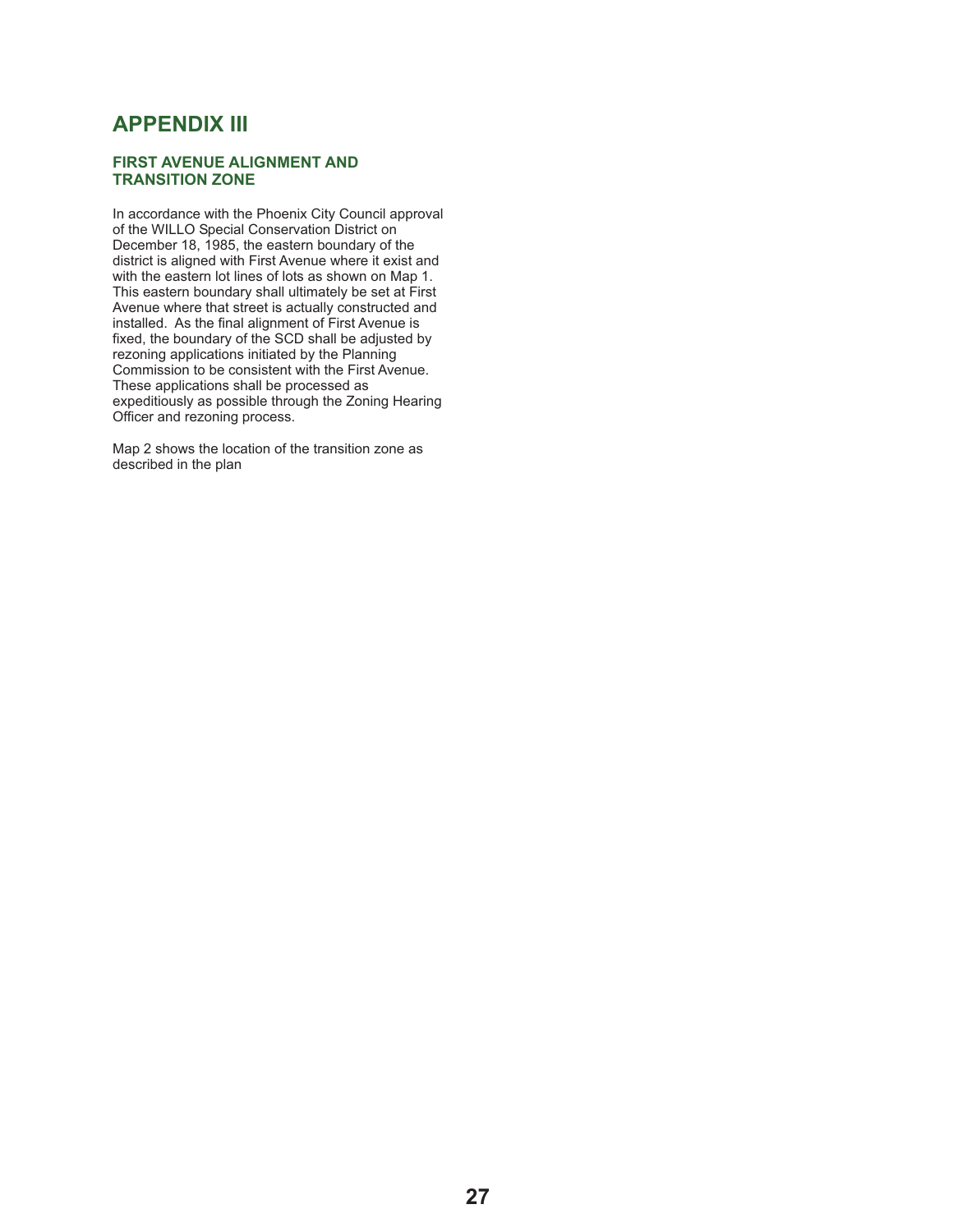# APPENDIX III

### FIRST AVENUE ALIGNMENT AND TRANSITION ZONE

In accordance with the Phoenix City Council approval of the WILLO Special Conservation District on December 18, 1985, the eastern boundary of the district is aligned with First Avenue where it exist and with the eastern lot lines of lots as shown on Map 1. This eastern boundary shall ultimately be set at First Avenue where that street is actually constructed and installed. As the final alignment of First Avenue is fixed, the boundary of the SCD shall be adjusted by rezoning applications initiated by the Planning Commission to be consistent with the First Avenue. These applications shall be processed as expeditiously as possible through the Zoning Hearing Officer and rezoning process.

Map 2 shows the location of the transition zone as described in the plan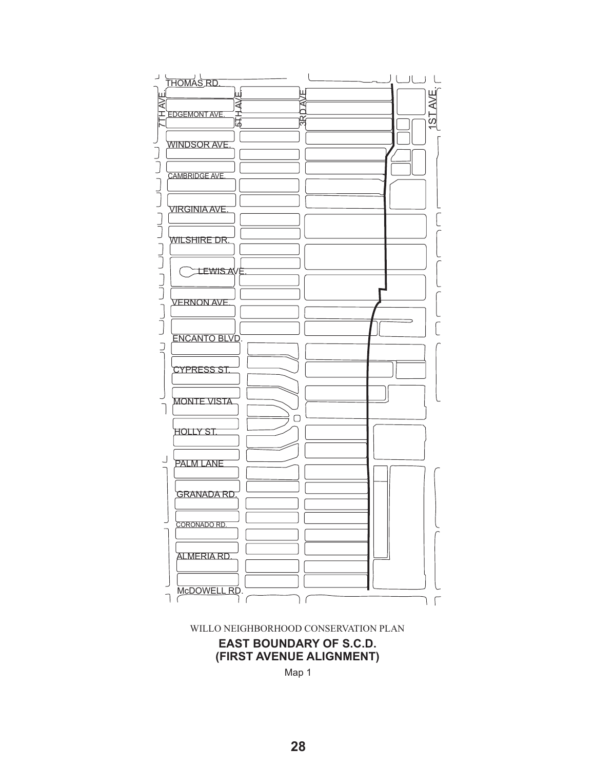THOMAS RD.

7TH AVE.

5TH AVE.

3RD AVE.

1ST AVE.

EDGEMONT AVE.

WINDSOR AVE.

CAMBRIDGE AVE.

VIRGINIA AVE.

WILSHIRE DR.

LEWIS AVE.

VERNON AVE.

ENCANTO BLVD.

CYPRESS ST.

MONTE VISTA

HOLLY ST.

PALM LANE

GRANADA RD.

CORONADO RD.

ALMERIA RD.

McDOWELL RD.

WILLO NEIGHBORHOOD CONSERVATION PLAN

**EAST BOUNDARY OF S.C.D.**
**(FIRST AVENUE ALIGNMENT)**

Map 1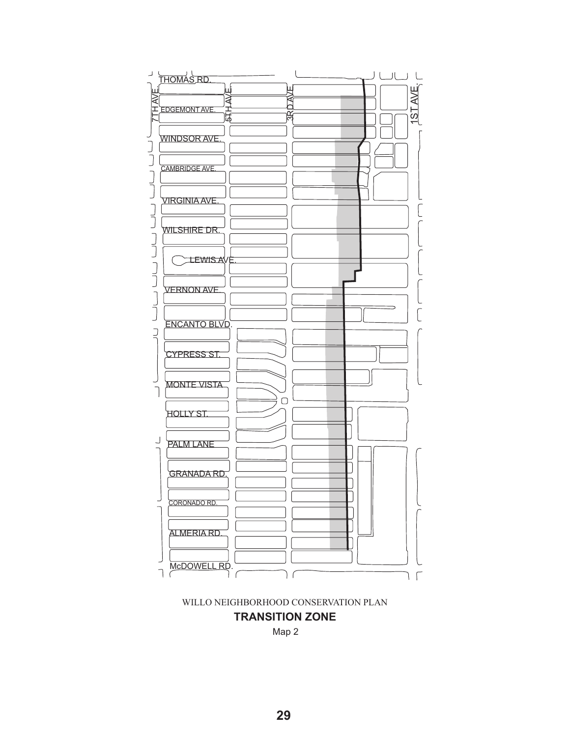THOMAS RD.

7TH AVE.

5TH AVE.

3RD AVE.

1ST AVE.

EDGEMONT AVE.

WINDSOR AVE.

CAMBRIDGE AVE.

VIRGINIA AVE.

WILSHIRE DR.

LEWIS AVE.

VERNON AVE.

ENCANTO BLVD.

CYPRESS ST.

MONTE VISTA

HOLLY ST.

PALM LANE

GRANADA RD.

CORONADO RD.

ALMERIA RD.

McDOWELL RD.

WILLO NEIGHBORHOOD CONSERVATION PLAN

**TRANSITION ZONE**

Map 2